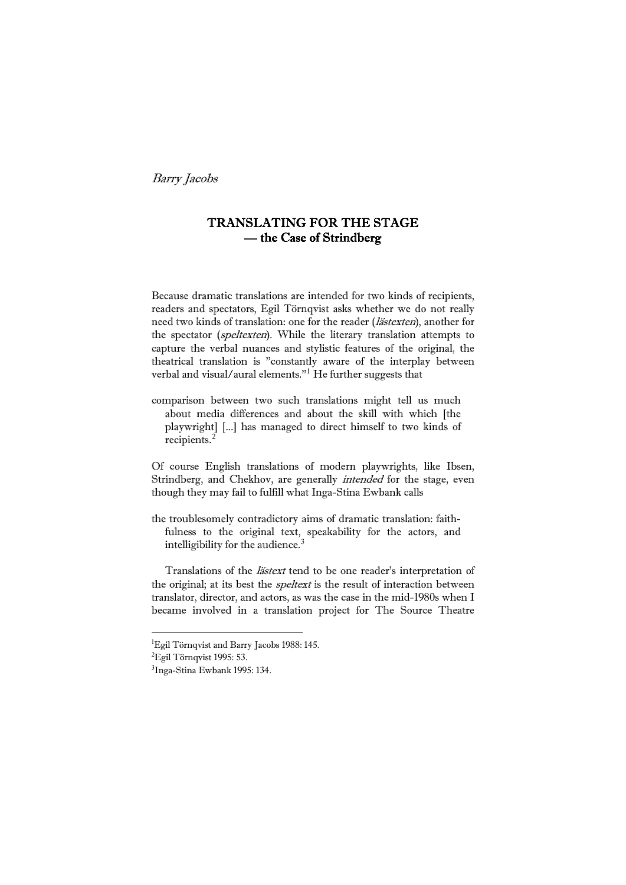*Barry Jacobs*

# TRANSLATING FOR THE STAGE
## — the Case of Strindberg

Because dramatic translations are intended for two kinds of recipients, readers and spectators, Egil Törnqvist asks whether we do not really need two kinds of translation: one for the reader (*lästexten*), another for the spectator (*speltexten*). While the literary translation attempts to capture the verbal nuances and stylistic features of the original, the theatrical translation is "constantly aware of the interplay between verbal and visual/aural elements."[1] He further suggests that

> comparison between two such translations might tell us much about media differences and about the skill with which [the playwright] [...] has managed to direct himself to two kinds of recipients.[2]

Of course English translations of modern playwrights, like Ibsen, Strindberg, and Chekhov, are generally *intended* for the stage, even though they may fail to fulfill what Inga-Stina Ewbank calls

> the troublesomely contradictory aims of dramatic translation: faithfulness to the original text, speakability for the actors, and intelligibility for the audience.[3]

Translations of the *lästext* tend to be one reader's interpretation of the original; at its best the *speltext* is the result of interaction between translator, director, and actors, as was the case in the mid-1980s when I became involved in a translation project for The Source Theatre

---

[1] Egil Törnqvist and Barry Jacobs 1988: 145.

[2] Egil Törnqvist 1995: 53.

[3] Inga-Stina Ewbank 1995: 134.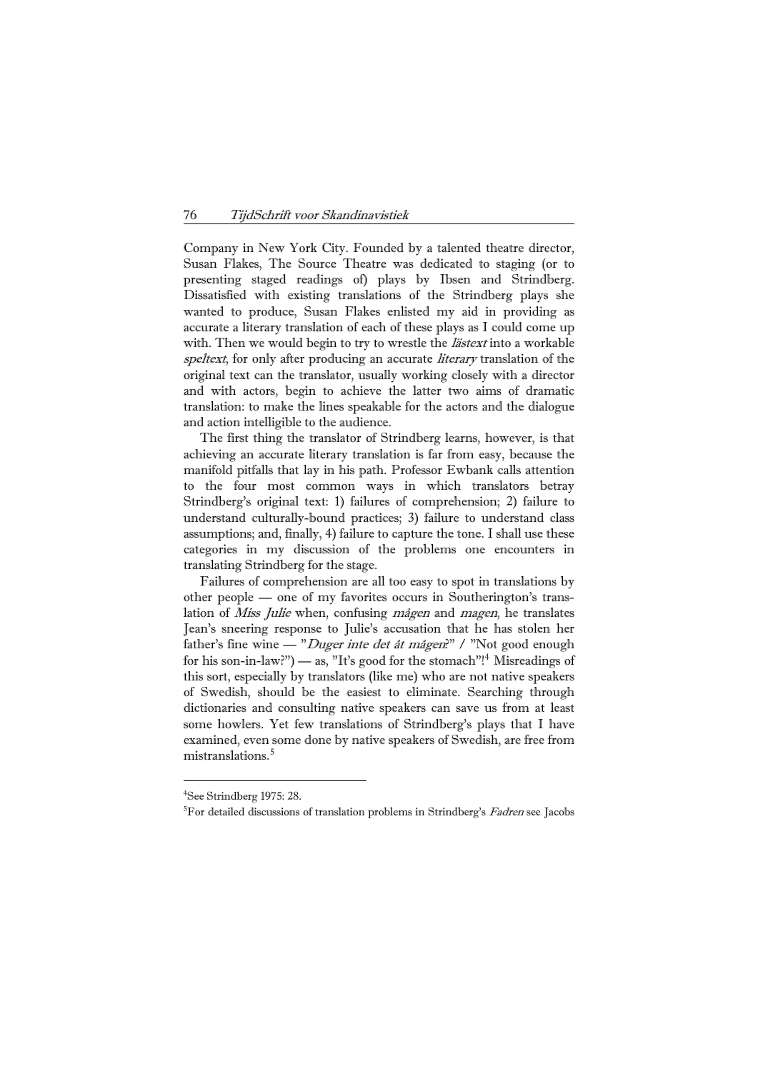Company in New York City. Founded by a talented theatre director, Susan Flakes, The Source Theatre was dedicated to staging (or to presenting staged readings of) plays by Ibsen and Strindberg. Dissatisfied with existing translations of the Strindberg plays she wanted to produce, Susan Flakes enlisted my aid in providing as accurate a literary translation of each of these plays as I could come up with. Then we would begin to try to wrestle the *lästext* into a workable *speltext*, for only after producing an accurate *literary* translation of the original text can the translator, usually working closely with a director and with actors, begin to achieve the latter two aims of dramatic translation: to make the lines speakable for the actors and the dialogue and action intelligible to the audience.

The first thing the translator of Strindberg learns, however, is that achieving an accurate literary translation is far from easy, because the manifold pitfalls that lay in his path. Professor Ewbank calls attention to the four most common ways in which translators betray Strindberg's original text: 1) failures of comprehension; 2) failure to understand culturally-bound practices; 3) failure to understand class assumptions; and, finally, 4) failure to capture the tone. I shall use these categories in my discussion of the problems one encounters in translating Strindberg for the stage.

Failures of comprehension are all too easy to spot in translations by other people — one of my favorites occurs in Southerington's translation of *Miss Julie* when, confusing *mågen* and *magen*, he translates Jean's sneering response to Julie's accusation that he has stolen her father's fine wine — "*Duger inte det åt mågen*?" / "Not good enough for his son-in-law?") — as, "It's good for the stomach"![4] Misreadings of this sort, especially by translators (like me) who are not native speakers of Swedish, should be the easiest to eliminate. Searching through dictionaries and consulting native speakers can save us from at least some howlers. Yet few translations of Strindberg's plays that I have examined, even some done by native speakers of Swedish, are free from mistranslations.[5]

---

[4]See Strindberg 1975: 28.

[5]For detailed discussions of translation problems in Strindberg's *Fadren* see Jacobs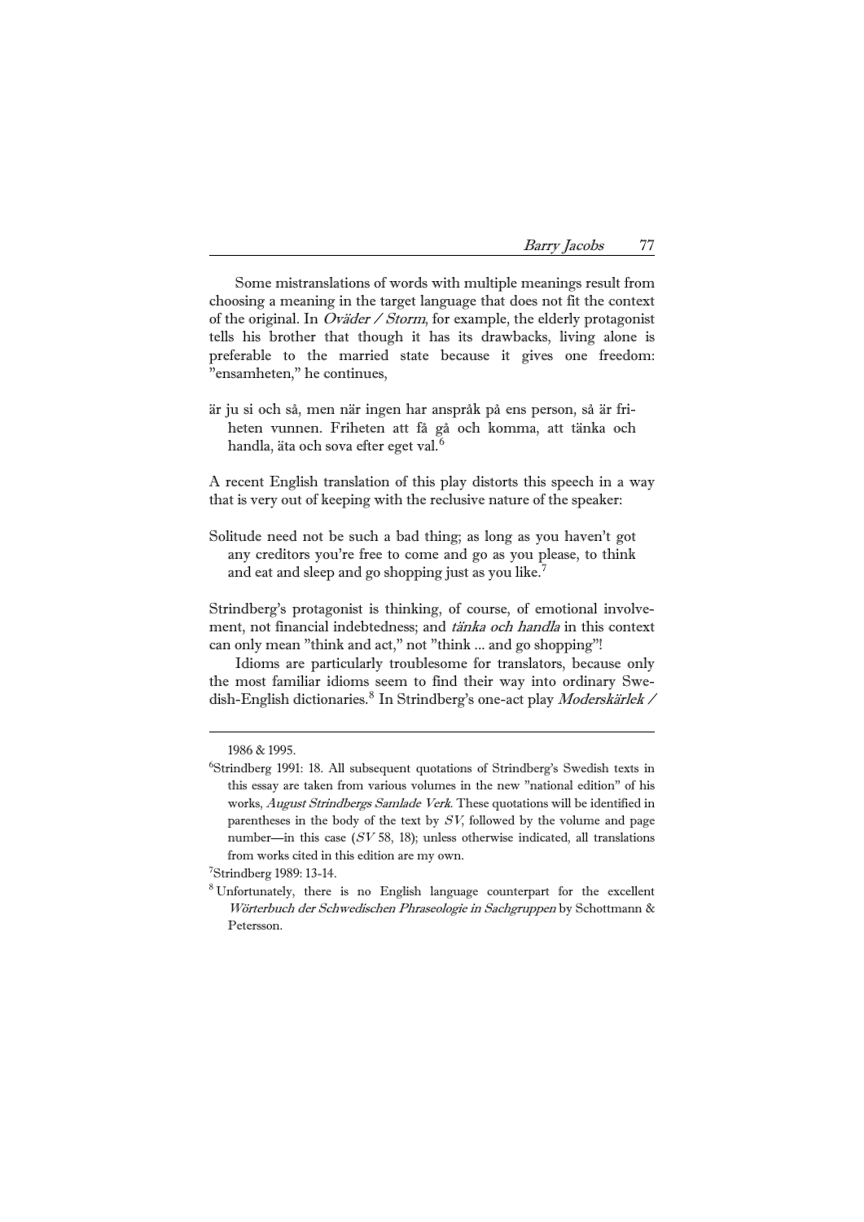Some mistranslations of words with multiple meanings result from choosing a meaning in the target language that does not fit the context of the original. In *Oväder / Storm*, for example, the elderly protagonist tells his brother that though it has its drawbacks, living alone is preferable to the married state because it gives one freedom: "ensamheten," he continues,

> är ju si och så, men när ingen har anspråk på ens person, så är friheten vunnen. Friheten att få gå och komma, att tänka och handla, äta och sova efter eget val.[6]

A recent English translation of this play distorts this speech in a way that is very out of keeping with the reclusive nature of the speaker:

> Solitude need not be such a bad thing; as long as you haven't got any creditors you're free to come and go as you please, to think and eat and sleep and go shopping just as you like.[7]

Strindberg's protagonist is thinking, of course, of emotional involvement, not financial indebtedness; and *tänka och handla* in this context can only mean "think and act," not "think ... and go shopping"!

Idioms are particularly troublesome for translators, because only the most familiar idioms seem to find their way into ordinary Swedish-English dictionaries.[8] In Strindberg's one-act play *Moderskärlek /*

---

1986 & 1995.

[6]Strindberg 1991: 18. All subsequent quotations of Strindberg's Swedish texts in this essay are taken from various volumes in the new "national edition" of his works, *August Strindbergs Samlade Verk*. These quotations will be identified in parentheses in the body of the text by *SV*, followed by the volume and page number—in this case (*SV* 58, 18); unless otherwise indicated, all translations from works cited in this edition are my own.

[7]Strindberg 1989: 13-14.

[8]Unfortunately, there is no English language counterpart for the excellent *Wörterbuch der Schwedischen Phraseologie in Sachgruppen* by Schottmann & Petersson.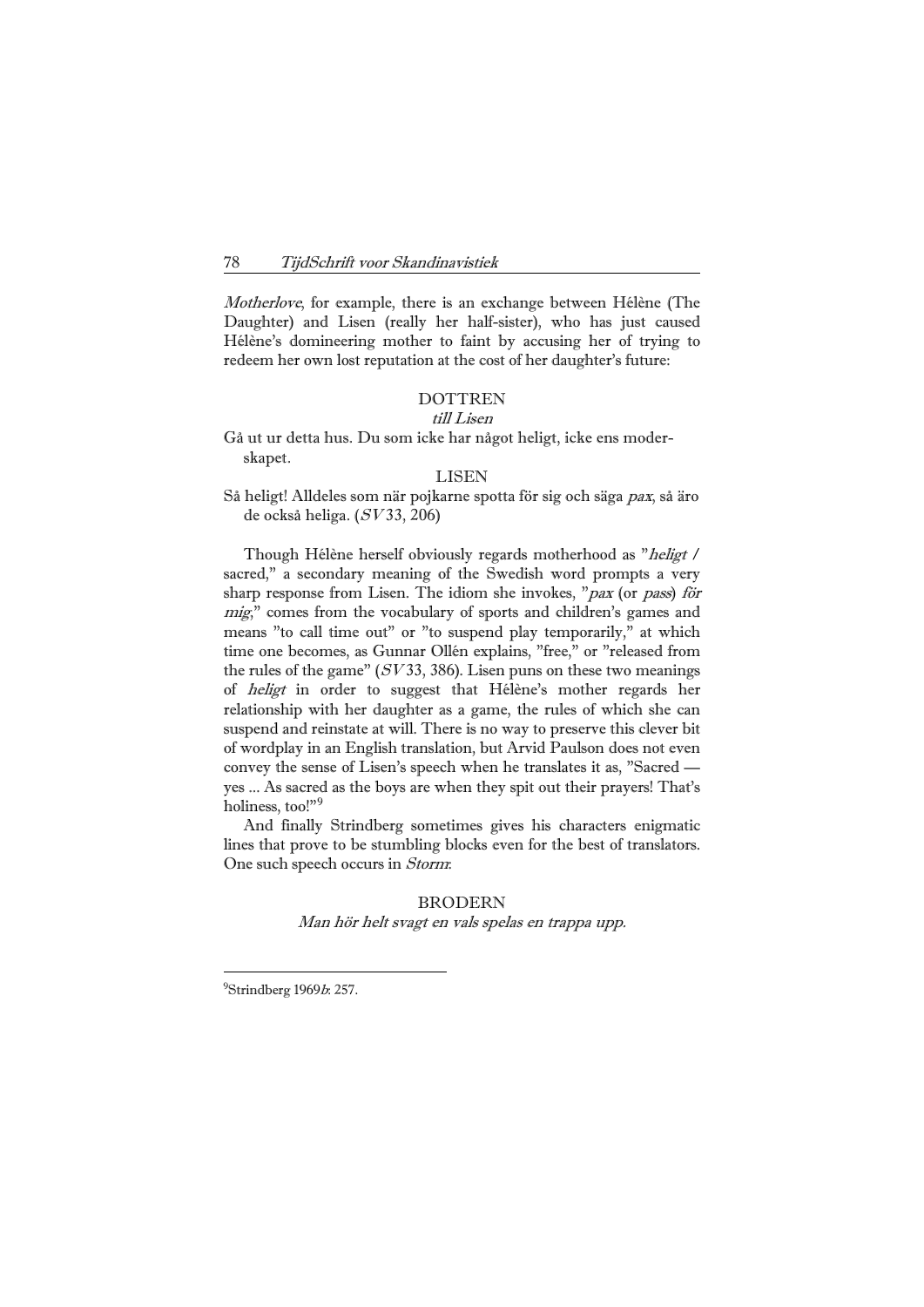*Motherlove*, for example, there is an exchange between Hélène (The Daughter) and Lisen (really her half-sister), who has just caused Hélène's domineering mother to faint by accusing her of trying to redeem her own lost reputation at the cost of her daughter's future:

DOTTREN
*till Lisen*

Gå ut ur detta hus. Du som icke har något heligt, icke ens moderskapet.

LISEN

Så heligt! Alldeles som när pojkarne spotta för sig och säga *pax*, så äro de också heliga. (*SV* 33, 206)

Though Hélène herself obviously regards motherhood as "*heligt* / sacred," a secondary meaning of the Swedish word prompts a very sharp response from Lisen. The idiom she invokes, "*pax* (or *pass*) *för mig*," comes from the vocabulary of sports and children's games and means "to call time out" or "to suspend play temporarily," at which time one becomes, as Gunnar Ollén explains, "free," or "released from the rules of the game" (*SV* 33, 386). Lisen puns on these two meanings of *heligt* in order to suggest that Hélène's mother regards her relationship with her daughter as a game, the rules of which she can suspend and reinstate at will. There is no way to preserve this clever bit of wordplay in an English translation, but Arvid Paulson does not even convey the sense of Lisen's speech when he translates it as, "Sacred — yes ... As sacred as the boys are when they spit out their prayers! That's holiness, too!"[9]

And finally Strindberg sometimes gives his characters enigmatic lines that prove to be stumbling blocks even for the best of translators. One such speech occurs in *Storm*:

BRODERN
*Man hör helt svagt en vals spelas en trappa upp.*

---

[9]Strindberg 1969*b*: 257.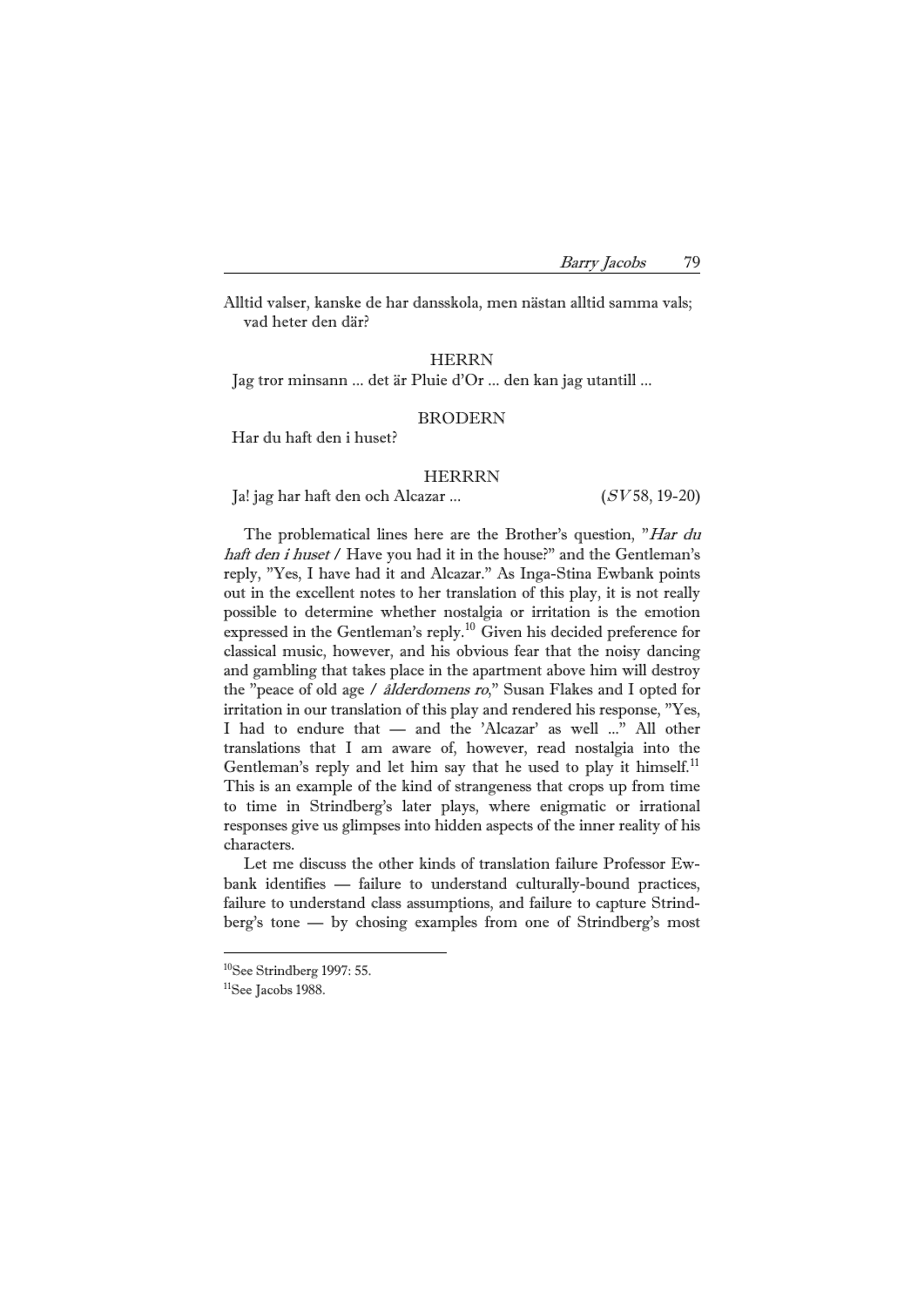Alltid valser, kanske de har dansskola, men nästan alltid samma vals; vad heter den där?

HERRN

Jag tror minsann ... det är Pluie d'Or ... den kan jag utantill ...

BRODERN

Har du haft den i huset?

HERRRN

Ja! jag har haft den och Alcazar ... (*SV* 58, 19-20)

The problematical lines here are the Brother's question, "*Har du haft den i huset* / Have you had it in the house?" and the Gentleman's reply, "Yes, I have had it and Alcazar." As Inga-Stina Ewbank points out in the excellent notes to her translation of this play, it is not really possible to determine whether nostalgia or irritation is the emotion expressed in the Gentleman's reply.[10] Given his decided preference for classical music, however, and his obvious fear that the noisy dancing and gambling that takes place in the apartment above him will destroy the "peace of old age / *ålderdomens ro*," Susan Flakes and I opted for irritation in our translation of this play and rendered his response, "Yes, I had to endure that — and the 'Alcazar' as well ..." All other translations that I am aware of, however, read nostalgia into the Gentleman's reply and let him say that he used to play it himself.[11] This is an example of the kind of strangeness that crops up from time to time in Strindberg's later plays, where enigmatic or irrational responses give us glimpses into hidden aspects of the inner reality of his characters.

Let me discuss the other kinds of translation failure Professor Ewbank identifies — failure to understand culturally-bound practices, failure to understand class assumptions, and failure to capture Strindberg's tone — by chosing examples from one of Strindberg's most

---

[10] See Strindberg 1997: 55.

[11] See Jacobs 1988.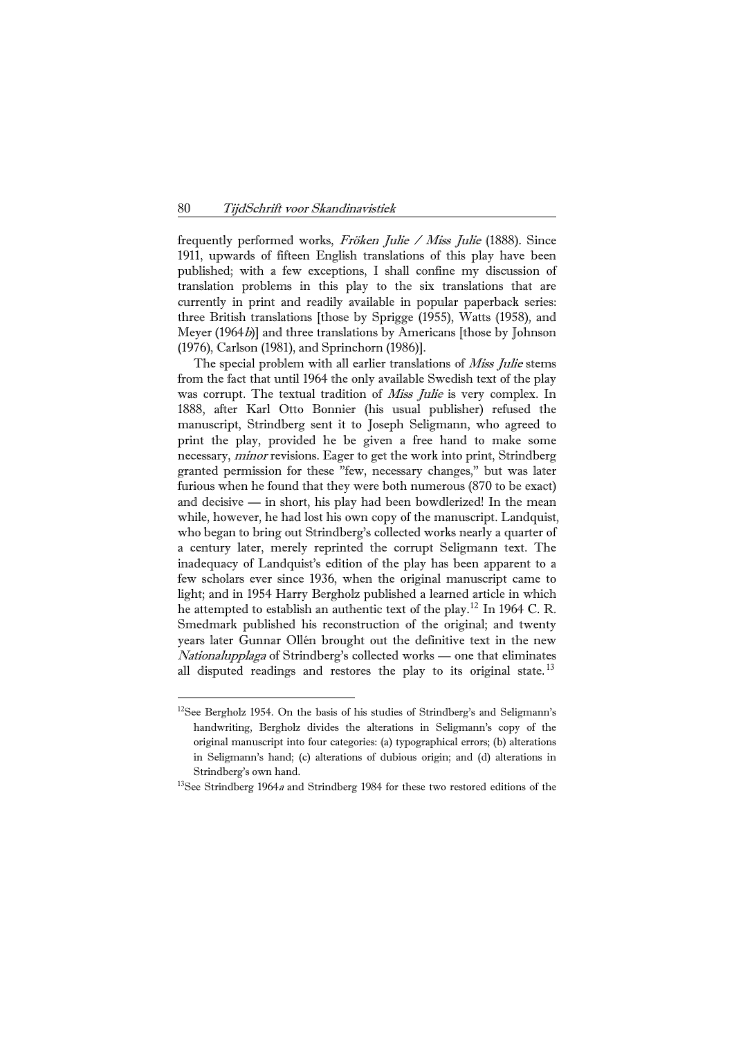frequently performed works, *Fröken Julie / Miss Julie* (1888). Since 1911, upwards of fifteen English translations of this play have been published; with a few exceptions, I shall confine my discussion of translation problems in this play to the six translations that are currently in print and readily available in popular paperback series: three British translations [those by Sprigge (1955), Watts (1958), and Meyer (1964*b*)] and three translations by Americans [those by Johnson (1976), Carlson (1981), and Sprinchorn (1986)].

The special problem with all earlier translations of *Miss Julie* stems from the fact that until 1964 the only available Swedish text of the play was corrupt. The textual tradition of *Miss Julie* is very complex. In 1888, after Karl Otto Bonnier (his usual publisher) refused the manuscript, Strindberg sent it to Joseph Seligmann, who agreed to print the play, provided he be given a free hand to make some necessary, *minor* revisions. Eager to get the work into print, Strindberg granted permission for these "few, necessary changes," but was later furious when he found that they were both numerous (870 to be exact) and decisive — in short, his play had been bowdlerized! In the mean while, however, he had lost his own copy of the manuscript. Landquist, who began to bring out Strindberg's collected works nearly a quarter of a century later, merely reprinted the corrupt Seligmann text. The inadequacy of Landquist's edition of the play has been apparent to a few scholars ever since 1936, when the original manuscript came to light; and in 1954 Harry Bergholz published a learned article in which he attempted to establish an authentic text of the play.[12] In 1964 C. R. Smedmark published his reconstruction of the original; and twenty years later Gunnar Ollén brought out the definitive text in the new *Nationalupplaga* of Strindberg's collected works — one that eliminates all disputed readings and restores the play to its original state.[13]

---

[12]See Bergholz 1954. On the basis of his studies of Strindberg's and Seligmann's handwriting, Bergholz divides the alterations in Seligmann's copy of the original manuscript into four categories: (a) typographical errors; (b) alterations in Seligmann's hand; (c) alterations of dubious origin; and (d) alterations in Strindberg's own hand.

[13]See Strindberg 1964*a* and Strindberg 1984 for these two restored editions of the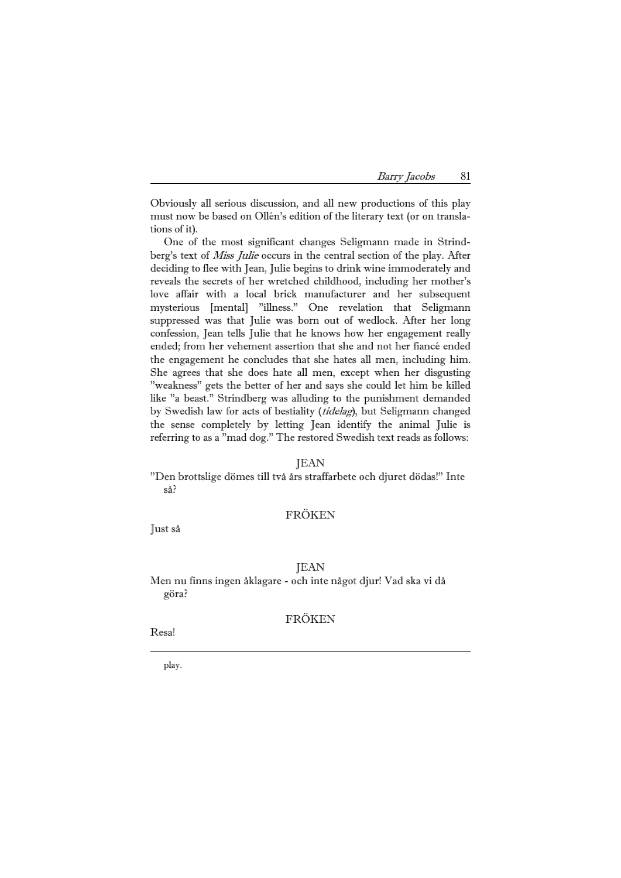Obviously all serious discussion, and all new productions of this play must now be based on Ollén's edition of the literary text (or on translations of it).

One of the most significant changes Seligmann made in Strindberg's text of *Miss Julie* occurs in the central section of the play. After deciding to flee with Jean, Julie begins to drink wine immoderately and reveals the secrets of her wretched childhood, including her mother's love affair with a local brick manufacturer and her subsequent mysterious [mental] "illness." One revelation that Seligmann suppressed was that Julie was born out of wedlock. After her long confession, Jean tells Julie that he knows how her engagement really ended; from her vehement assertion that she and not her fiancé ended the engagement he concludes that she hates all men, including him. She agrees that she does hate all men, except when her disgusting "weakness" gets the better of her and says she could let him be killed like "a beast." Strindberg was alluding to the punishment demanded by Swedish law for acts of bestiality (*tidelag*), but Seligmann changed the sense completely by letting Jean identify the animal Julie is referring to as a "mad dog." The restored Swedish text reads as follows:

JEAN

"Den brottslige dömes till två års straffarbete och djuret dödas!" Inte så?

FRÖKEN

Just så

JEAN

Men nu finns ingen åklagare - och inte något djur! Vad ska vi då göra?

FRÖKEN

Resa!

---

play.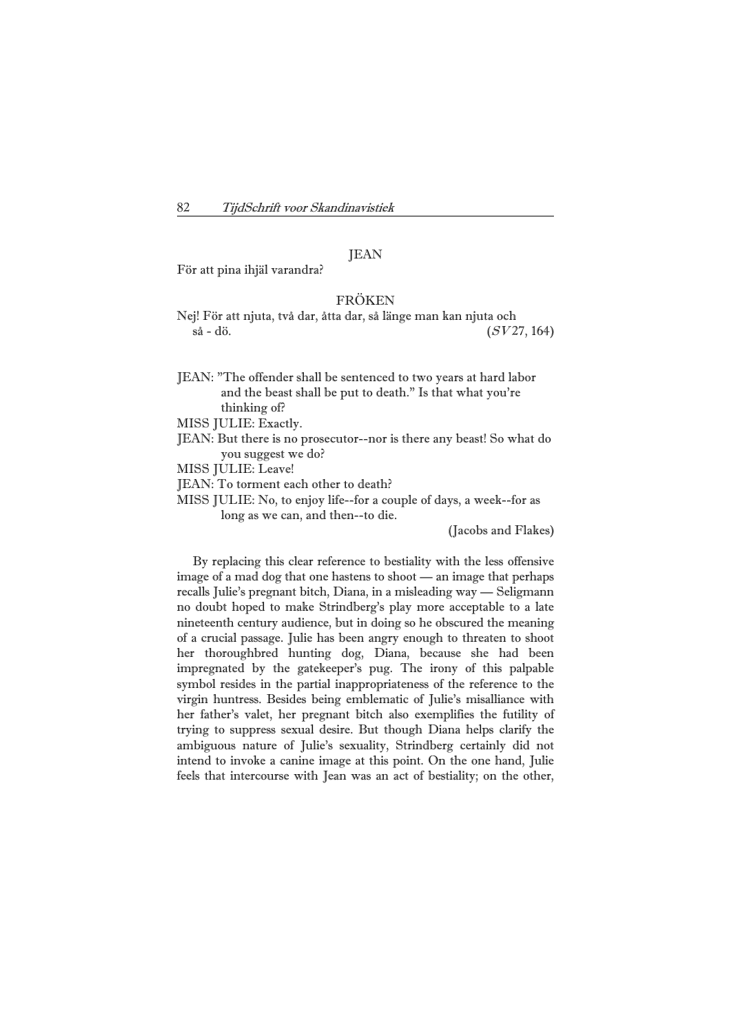JEAN

För att pina ihjäl varandra?

FRÖKEN

Nej! För att njuta, två dar, åtta dar, så länge man kan njuta och
så - dö. (*SV* 27, 164)

JEAN: "The offender shall be sentenced to two years at hard labor and the beast shall be put to death." Is that what you're thinking of?

MISS JULIE: Exactly.

JEAN: But there is no prosecutor--nor is there any beast! So what do you suggest we do?

MISS JULIE: Leave!

JEAN: To torment each other to death?

MISS JULIE: No, to enjoy life--for a couple of days, a week--for as long as we can, and then--to die.

(Jacobs and Flakes)

By replacing this clear reference to bestiality with the less offensive image of a mad dog that one hastens to shoot — an image that perhaps recalls Julie's pregnant bitch, Diana, in a misleading way — Seligmann no doubt hoped to make Strindberg's play more acceptable to a late nineteenth century audience, but in doing so he obscured the meaning of a crucial passage. Julie has been angry enough to threaten to shoot her thoroughbred hunting dog, Diana, because she had been impregnated by the gatekeeper's pug. The irony of this palpable symbol resides in the partial inappropriateness of the reference to the virgin huntress. Besides being emblematic of Julie's misalliance with her father's valet, her pregnant bitch also exemplifies the futility of trying to suppress sexual desire. But though Diana helps clarify the ambiguous nature of Julie's sexuality, Strindberg certainly did not intend to invoke a canine image at this point. On the one hand, Julie feels that intercourse with Jean was an act of bestiality; on the other,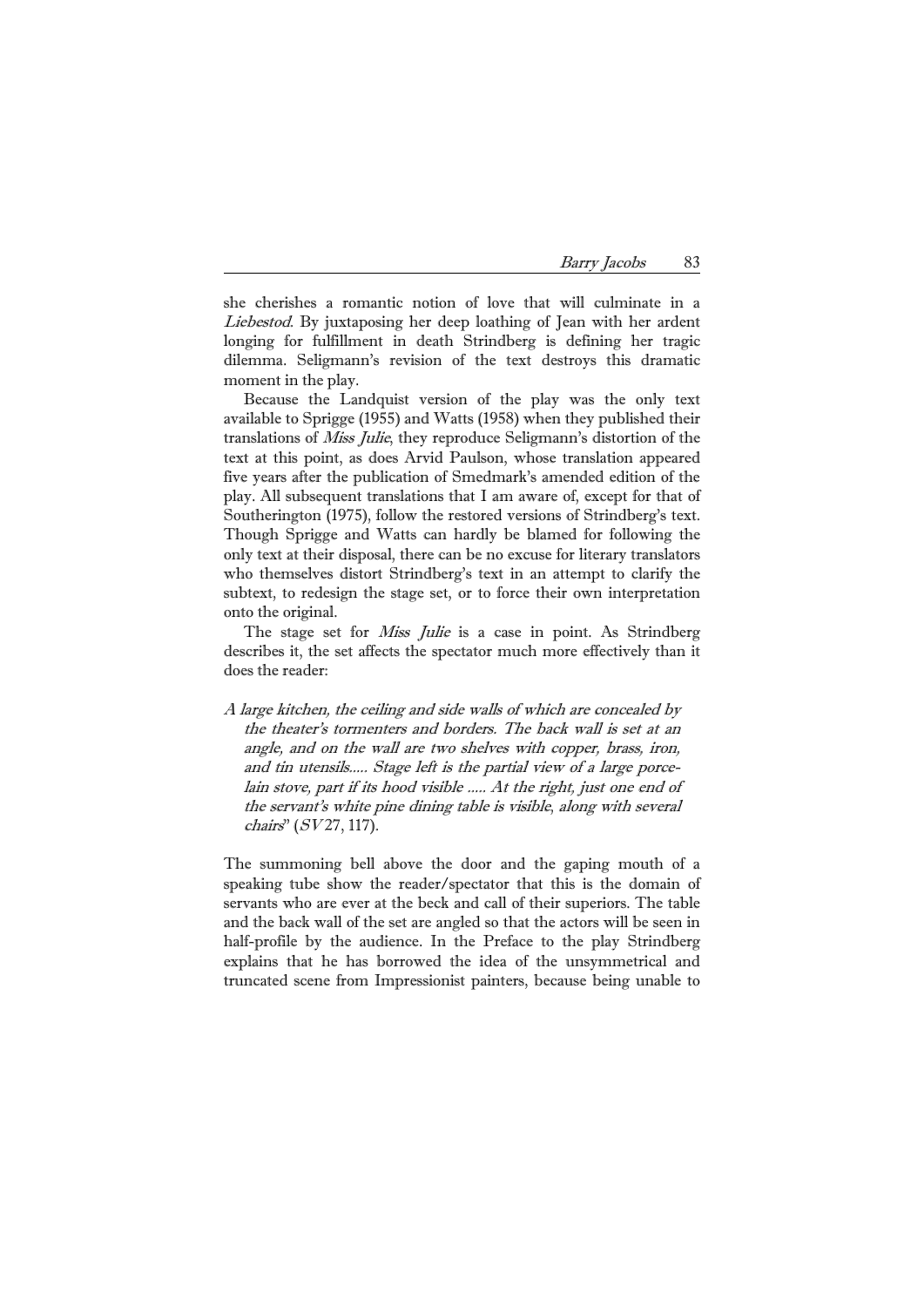she cherishes a romantic notion of love that will culminate in a *Liebestod*. By juxtaposing her deep loathing of Jean with her ardent longing for fulfillment in death Strindberg is defining her tragic dilemma. Seligmann's revision of the text destroys this dramatic moment in the play.

Because the Landquist version of the play was the only text available to Sprigge (1955) and Watts (1958) when they published their translations of *Miss Julie*, they reproduce Seligmann's distortion of the text at this point, as does Arvid Paulson, whose translation appeared five years after the publication of Smedmark's amended edition of the play. All subsequent translations that I am aware of, except for that of Southerington (1975), follow the restored versions of Strindberg's text. Though Sprigge and Watts can hardly be blamed for following the only text at their disposal, there can be no excuse for literary translators who themselves distort Strindberg's text in an attempt to clarify the subtext, to redesign the stage set, or to force their own interpretation onto the original.

The stage set for *Miss Julie* is a case in point. As Strindberg describes it, the set affects the spectator much more effectively than it does the reader:

> *A large kitchen, the ceiling and side walls of which are concealed by the theater's tormenters and borders. The back wall is set at an angle, and on the wall are two shelves with copper, brass, iron, and tin utensils..... Stage left is the partial view of a large porcelain stove, part if its hood visible ..... At the right, just one end of the servant's white pine dining table is visible, along with several chairs*" (*SV* 27, 117).

The summoning bell above the door and the gaping mouth of a speaking tube show the reader/spectator that this is the domain of servants who are ever at the beck and call of their superiors. The table and the back wall of the set are angled so that the actors will be seen in half-profile by the audience. In the Preface to the play Strindberg explains that he has borrowed the idea of the unsymmetrical and truncated scene from Impressionist painters, because being unable to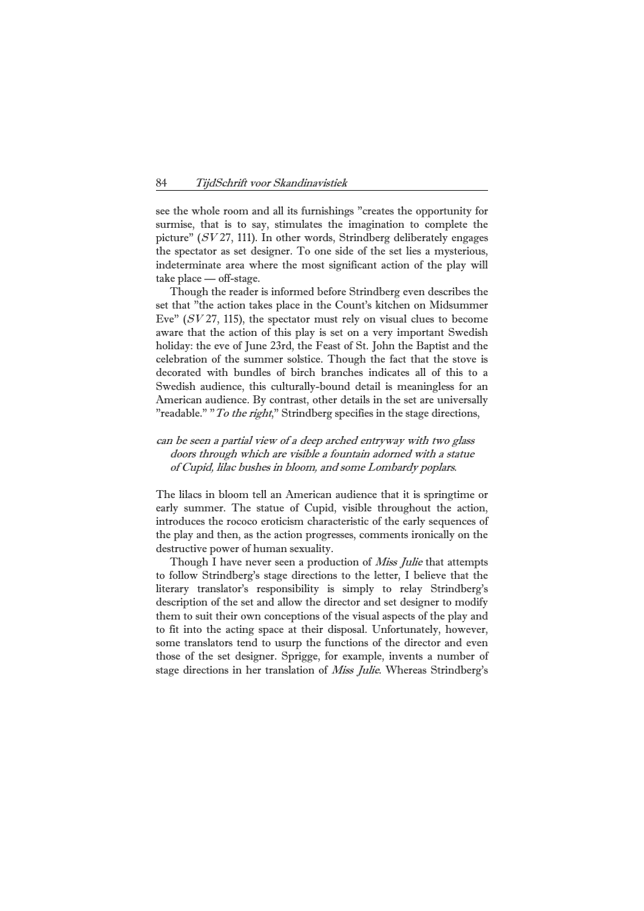see the whole room and all its furnishings "creates the opportunity for surmise, that is to say, stimulates the imagination to complete the picture" (*SV* 27, 111). In other words, Strindberg deliberately engages the spectator as set designer. To one side of the set lies a mysterious, indeterminate area where the most significant action of the play will take place — off-stage.

Though the reader is informed before Strindberg even describes the set that "the action takes place in the Count's kitchen on Midsummer Eve" (*SV* 27, 115), the spectator must rely on visual clues to become aware that the action of this play is set on a very important Swedish holiday: the eve of June 23rd, the Feast of St. John the Baptist and the celebration of the summer solstice. Though the fact that the stove is decorated with bundles of birch branches indicates all of this to a Swedish audience, this culturally-bound detail is meaningless for an American audience. By contrast, other details in the set are universally "readable." "*To the right*," Strindberg specifies in the stage directions,

> *can be seen a partial view of a deep arched entryway with two glass doors through which are visible a fountain adorned with a statue of Cupid, lilac bushes in bloom, and some Lombardy poplars.*

The lilacs in bloom tell an American audience that it is springtime or early summer. The statue of Cupid, visible throughout the action, introduces the rococo eroticism characteristic of the early sequences of the play and then, as the action progresses, comments ironically on the destructive power of human sexuality.

Though I have never seen a production of *Miss Julie* that attempts to follow Strindberg's stage directions to the letter, I believe that the literary translator's responsibility is simply to relay Strindberg's description of the set and allow the director and set designer to modify them to suit their own conceptions of the visual aspects of the play and to fit into the acting space at their disposal. Unfortunately, however, some translators tend to usurp the functions of the director and even those of the set designer. Sprigge, for example, invents a number of stage directions in her translation of *Miss Julie*. Whereas Strindberg's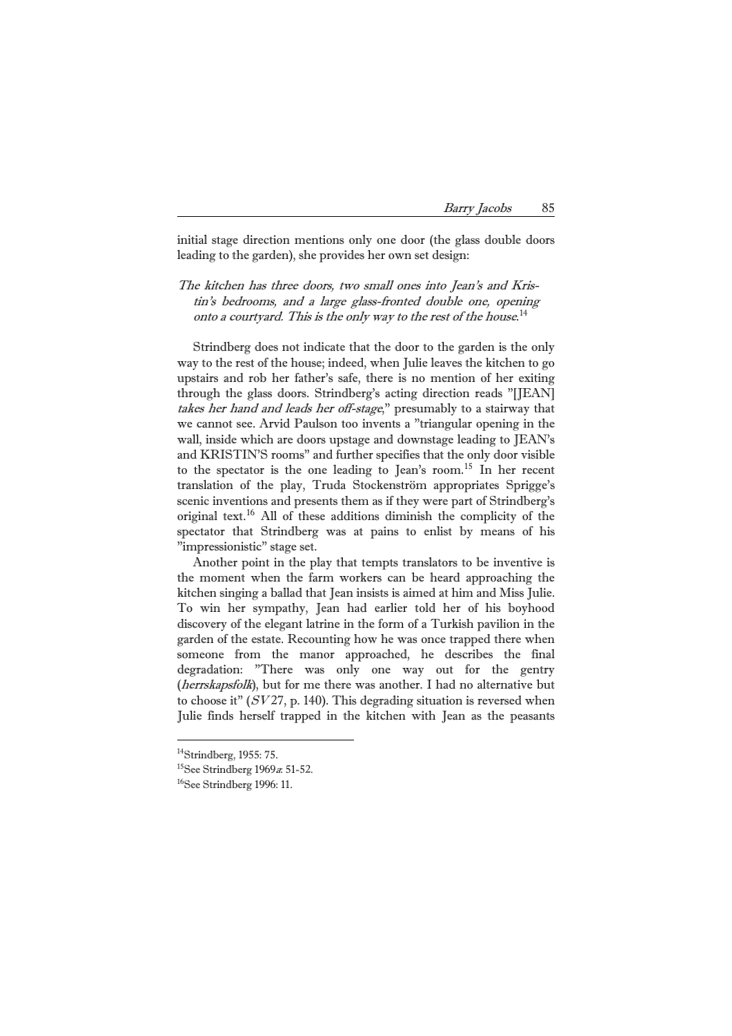initial stage direction mentions only one door (the glass double doors leading to the garden), she provides her own set design:

> *The kitchen has three doors, two small ones into Jean's and Kristin's bedrooms, and a large glass-fronted double one, opening onto a courtyard. This is the only way to the rest of the house.*[14]

Strindberg does not indicate that the door to the garden is the only way to the rest of the house; indeed, when Julie leaves the kitchen to go upstairs and rob her father's safe, there is no mention of her exiting through the glass doors. Strindberg's acting direction reads "[JEAN] *takes her hand and leads her off-stage*," presumably to a stairway that we cannot see. Arvid Paulson too invents a "triangular opening in the wall, inside which are doors upstage and downstage leading to JEAN's and KRISTIN'S rooms" and further specifies that the only door visible to the spectator is the one leading to Jean's room.[15] In her recent translation of the play, Truda Stockenström appropriates Sprigge's scenic inventions and presents them as if they were part of Strindberg's original text.[16] All of these additions diminish the complicity of the spectator that Strindberg was at pains to enlist by means of his "impressionistic" stage set.

Another point in the play that tempts translators to be inventive is the moment when the farm workers can be heard approaching the kitchen singing a ballad that Jean insists is aimed at him and Miss Julie. To win her sympathy, Jean had earlier told her of his boyhood discovery of the elegant latrine in the form of a Turkish pavilion in the garden of the estate. Recounting how he was once trapped there when someone from the manor approached, he describes the final degradation: "There was only one way out for the gentry (*herrskapsfolk*), but for me there was another. I had no alternative but to choose it" (*SV* 27, p. 140). This degrading situation is reversed when Julie finds herself trapped in the kitchen with Jean as the peasants

---

[14] Strindberg, 1955: 75.

[15] See Strindberg 1969*a*: 51-52.

[16] See Strindberg 1996: 11.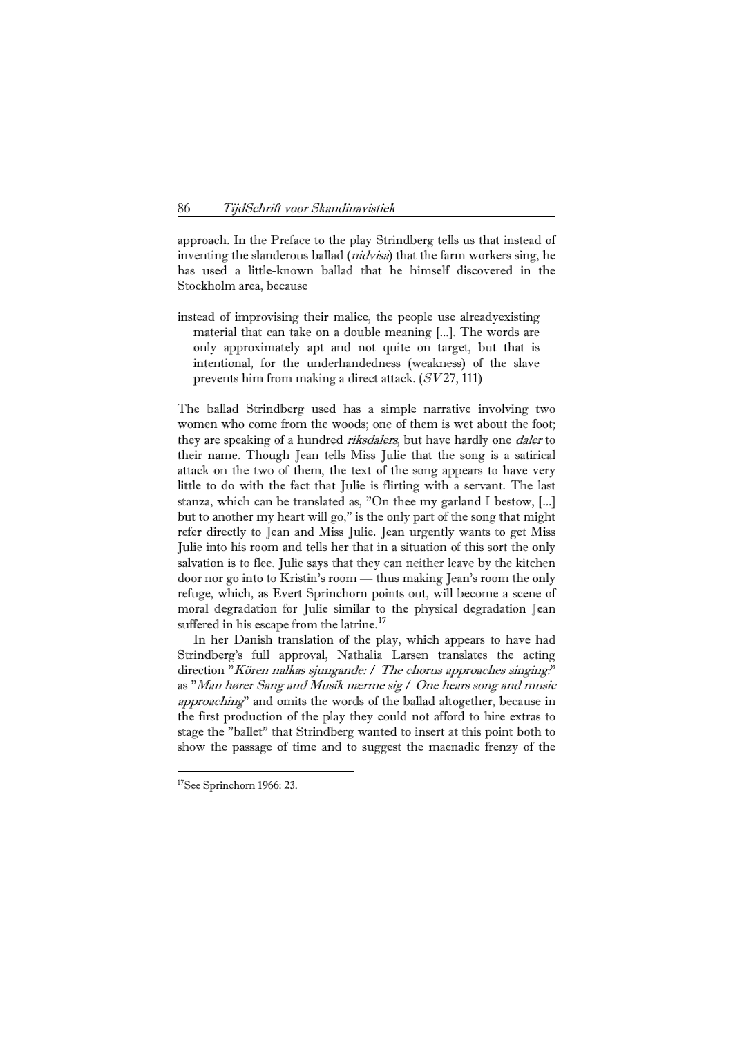approach. In the Preface to the play Strindberg tells us that instead of inventing the slanderous ballad (*nidvisa*) that the farm workers sing, he has used a little-known ballad that he himself discovered in the Stockholm area, because

> instead of improvising their malice, the people use alreadyexisting material that can take on a double meaning [...]. The words are only approximately apt and not quite on target, but that is intentional, for the underhandedness (weakness) of the slave prevents him from making a direct attack. (*SV* 27, 111)

The ballad Strindberg used has a simple narrative involving two women who come from the woods; one of them is wet about the foot; they are speaking of a hundred *riksdalers*, but have hardly one *daler* to their name. Though Jean tells Miss Julie that the song is a satirical attack on the two of them, the text of the song appears to have very little to do with the fact that Julie is flirting with a servant. The last stanza, which can be translated as, "On thee my garland I bestow, [...] but to another my heart will go," is the only part of the song that might refer directly to Jean and Miss Julie. Jean urgently wants to get Miss Julie into his room and tells her that in a situation of this sort the only salvation is to flee. Julie says that they can neither leave by the kitchen door nor go into to Kristin's room — thus making Jean's room the only refuge, which, as Evert Sprinchorn points out, will become a scene of moral degradation for Julie similar to the physical degradation Jean suffered in his escape from the latrine.[17]

In her Danish translation of the play, which appears to have had Strindberg's full approval, Nathalia Larsen translates the acting direction "*Kören nalkas sjungande: / The chorus approaches singing:*" as "*Man hører Sang and Musik nærme sig / One hears song and music approaching*" and omits the words of the ballad altogether, because in the first production of the play they could not afford to hire extras to stage the "ballet" that Strindberg wanted to insert at this point both to show the passage of time and to suggest the maenadic frenzy of the

[17] See Sprinchorn 1966: 23.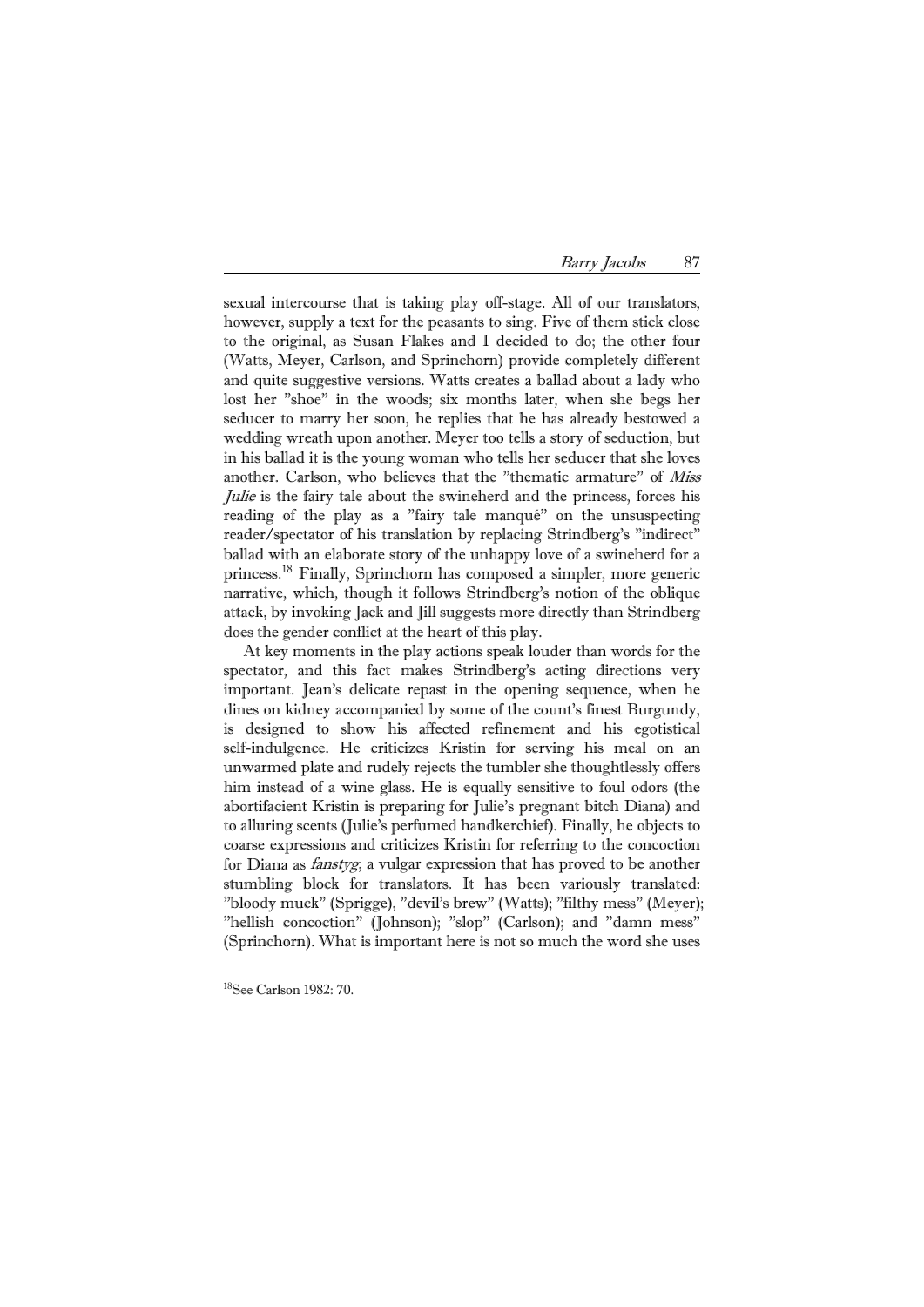sexual intercourse that is taking play off-stage. All of our translators, however, supply a text for the peasants to sing. Five of them stick close to the original, as Susan Flakes and I decided to do; the other four (Watts, Meyer, Carlson, and Sprinchorn) provide completely different and quite suggestive versions. Watts creates a ballad about a lady who lost her "shoe" in the woods; six months later, when she begs her seducer to marry her soon, he replies that he has already bestowed a wedding wreath upon another. Meyer too tells a story of seduction, but in his ballad it is the young woman who tells her seducer that she loves another. Carlson, who believes that the "thematic armature" of *Miss Julie* is the fairy tale about the swineherd and the princess, forces his reading of the play as a "fairy tale manqué" on the unsuspecting reader/spectator of his translation by replacing Strindberg's "indirect" ballad with an elaborate story of the unhappy love of a swineherd for a princess.[18] Finally, Sprinchorn has composed a simpler, more generic narrative, which, though it follows Strindberg's notion of the oblique attack, by invoking Jack and Jill suggests more directly than Strindberg does the gender conflict at the heart of this play.

At key moments in the play actions speak louder than words for the spectator, and this fact makes Strindberg's acting directions very important. Jean's delicate repast in the opening sequence, when he dines on kidney accompanied by some of the count's finest Burgundy, is designed to show his affected refinement and his egotistical self-indulgence. He criticizes Kristin for serving his meal on an unwarmed plate and rudely rejects the tumbler she thoughtlessly offers him instead of a wine glass. He is equally sensitive to foul odors (the abortifacient Kristin is preparing for Julie's pregnant bitch Diana) and to alluring scents (Julie's perfumed handkerchief). Finally, he objects to coarse expressions and criticizes Kristin for referring to the concoction for Diana as *fanstyg*, a vulgar expression that has proved to be another stumbling block for translators. It has been variously translated: "bloody muck" (Sprigge), "devil's brew" (Watts); "filthy mess" (Meyer); "hellish concoction" (Johnson); "slop" (Carlson); and "damn mess" (Sprinchorn). What is important here is not so much the word she uses

[18]See Carlson 1982: 70.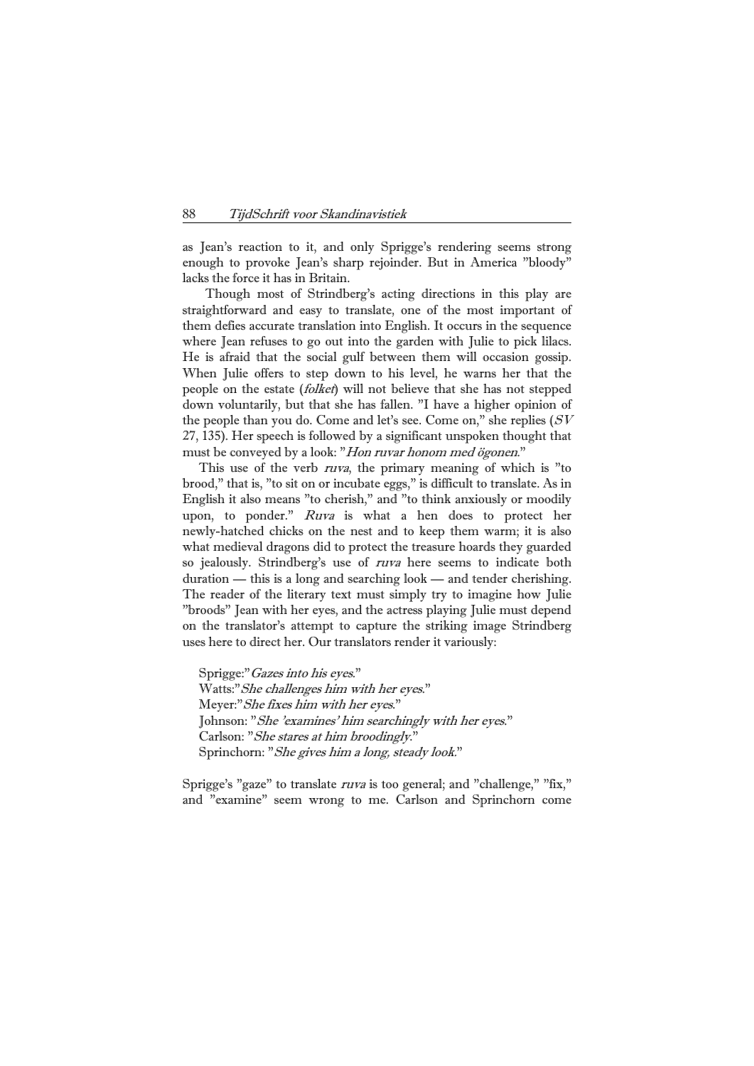as Jean's reaction to it, and only Sprigge's rendering seems strong enough to provoke Jean's sharp rejoinder. But in America "bloody" lacks the force it has in Britain.

Though most of Strindberg's acting directions in this play are straightforward and easy to translate, one of the most important of them defies accurate translation into English. It occurs in the sequence where Jean refuses to go out into the garden with Julie to pick lilacs. He is afraid that the social gulf between them will occasion gossip. When Julie offers to step down to his level, he warns her that the people on the estate (*folket*) will not believe that she has not stepped down voluntarily, but that she has fallen. "I have a higher opinion of the people than you do. Come and let's see. Come on," she replies (*SV* 27, 135). Her speech is followed by a significant unspoken thought that must be conveyed by a look: "*Hon ruvar honom med ögonen*."

This use of the verb *ruva*, the primary meaning of which is "to brood," that is, "to sit on or incubate eggs," is difficult to translate. As in English it also means "to cherish," and "to think anxiously or moodily upon, to ponder." *Ruva* is what a hen does to protect her newly-hatched chicks on the nest and to keep them warm; it is also what medieval dragons did to protect the treasure hoards they guarded so jealously. Strindberg's use of *ruva* here seems to indicate both duration — this is a long and searching look — and tender cherishing. The reader of the literary text must simply try to imagine how Julie "broods" Jean with her eyes, and the actress playing Julie must depend on the translator's attempt to capture the striking image Strindberg uses here to direct her. Our translators render it variously:

Sprigge:"*Gazes into his eyes*."
Watts:"*She challenges him with her eyes*."
Meyer:"*She fixes him with her eyes*."
Johnson: "*She 'examines' him searchingly with her eyes*."
Carlson: "*She stares at him broodingly*."
Sprinchorn: "*She gives him a long, steady look*."

Sprigge's "gaze" to translate *ruva* is too general; and "challenge," "fix," and "examine" seem wrong to me. Carlson and Sprinchorn come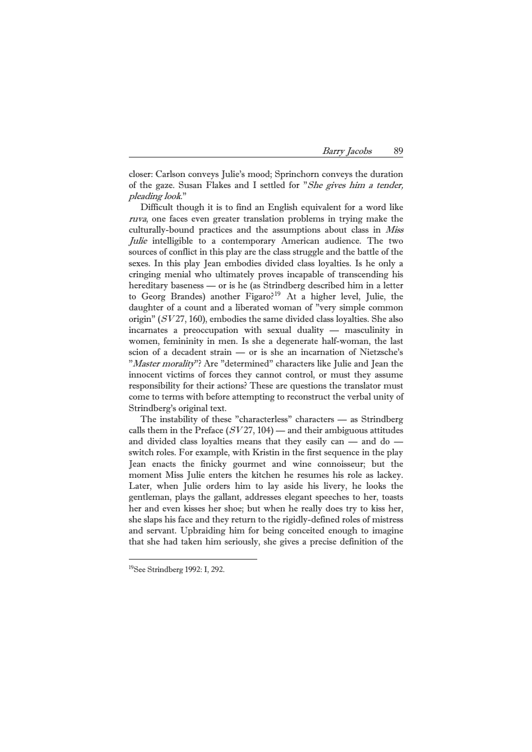closer: Carlson conveys Julie's mood; Sprinchorn conveys the duration of the gaze. Susan Flakes and I settled for "*She gives him a tender, pleading look*."

Difficult though it is to find an English equivalent for a word like *ruva*, one faces even greater translation problems in trying make the culturally-bound practices and the assumptions about class in *Miss Julie* intelligible to a contemporary American audience. The two sources of conflict in this play are the class struggle and the battle of the sexes. In this play Jean embodies divided class loyalties. Is he only a cringing menial who ultimately proves incapable of transcending his hereditary baseness — or is he (as Strindberg described him in a letter to Georg Brandes) another Figaro?[19] At a higher level, Julie, the daughter of a count and a liberated woman of "very simple common origin" (*SV* 27, 160), embodies the same divided class loyalties. She also incarnates a preoccupation with sexual duality — masculinity in women, femininity in men. Is she a degenerate half-woman, the last scion of a decadent strain — or is she an incarnation of Nietzsche's "*Master morality*"? Are "determined" characters like Julie and Jean the innocent victims of forces they cannot control, or must they assume responsibility for their actions? These are questions the translator must come to terms with before attempting to reconstruct the verbal unity of Strindberg's original text.

The instability of these "characterless" characters — as Strindberg calls them in the Preface (*SV* 27, 104) — and their ambiguous attitudes and divided class loyalties means that they easily can — and do — switch roles. For example, with Kristin in the first sequence in the play Jean enacts the finicky gourmet and wine connoisseur; but the moment Miss Julie enters the kitchen he resumes his role as lackey. Later, when Julie orders him to lay aside his livery, he looks the gentleman, plays the gallant, addresses elegant speeches to her, toasts her and even kisses her shoe; but when he really does try to kiss her, she slaps his face and they return to the rigidly-defined roles of mistress and servant. Upbraiding him for being conceited enough to imagine that she had taken him seriously, she gives a precise definition of the

---

[19]See Strindberg 1992: I, 292.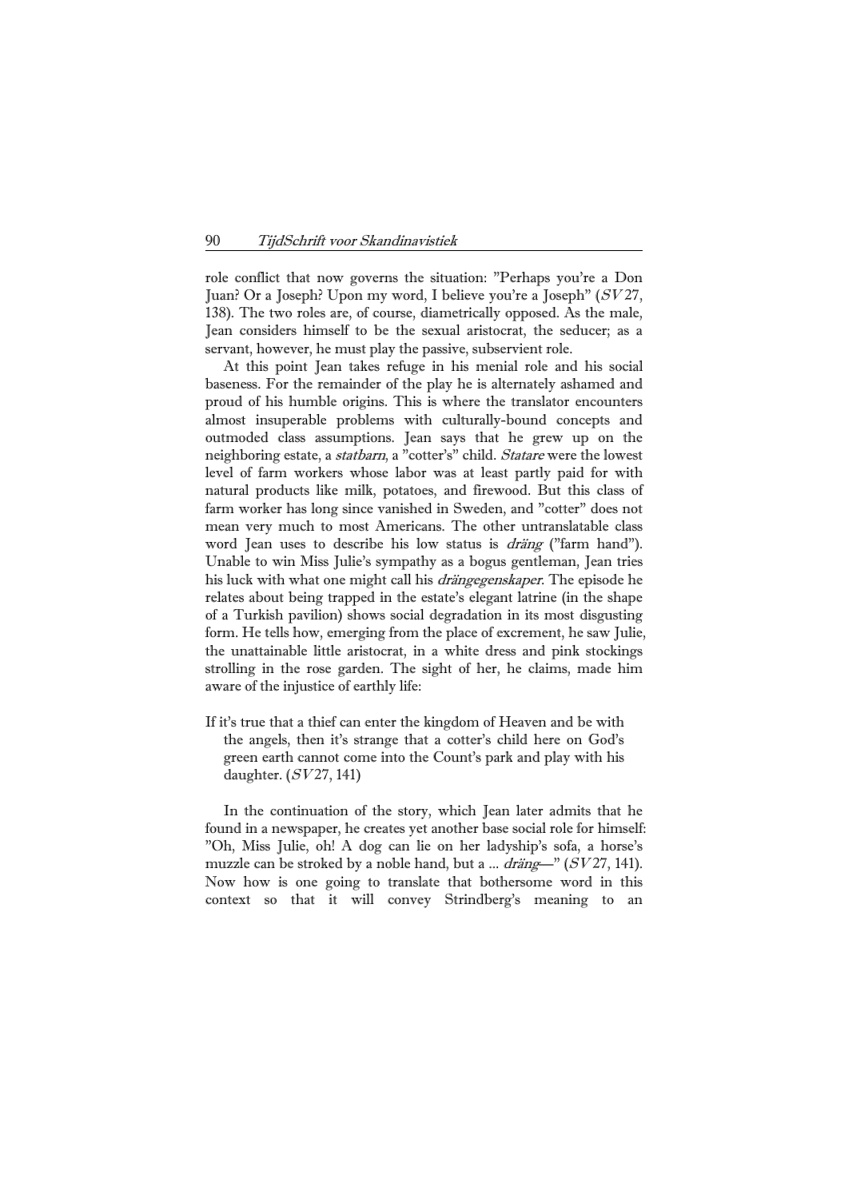role conflict that now governs the situation: "Perhaps you're a Don Juan? Or a Joseph? Upon my word, I believe you're a Joseph" (*SV* 27, 138). The two roles are, of course, diametrically opposed. As the male, Jean considers himself to be the sexual aristocrat, the seducer; as a servant, however, he must play the passive, subservient role.

At this point Jean takes refuge in his menial role and his social baseness. For the remainder of the play he is alternately ashamed and proud of his humble origins. This is where the translator encounters almost insuperable problems with culturally-bound concepts and outmoded class assumptions. Jean says that he grew up on the neighboring estate, a *statbarn*, a "cotter's" child. *Statare* were the lowest level of farm workers whose labor was at least partly paid for with natural products like milk, potatoes, and firewood. But this class of farm worker has long since vanished in Sweden, and "cotter" does not mean very much to most Americans. The other untranslatable class word Jean uses to describe his low status is *dräng* ("farm hand"). Unable to win Miss Julie's sympathy as a bogus gentleman, Jean tries his luck with what one might call his *drängegenskaper*. The episode he relates about being trapped in the estate's elegant latrine (in the shape of a Turkish pavilion) shows social degradation in its most disgusting form. He tells how, emerging from the place of excrement, he saw Julie, the unattainable little aristocrat, in a white dress and pink stockings strolling in the rose garden. The sight of her, he claims, made him aware of the injustice of earthly life:

> If it's true that a thief can enter the kingdom of Heaven and be with the angels, then it's strange that a cotter's child here on God's green earth cannot come into the Count's park and play with his daughter. (*SV* 27, 141)

In the continuation of the story, which Jean later admits that he found in a newspaper, he creates yet another base social role for himself: "Oh, Miss Julie, oh! A dog can lie on her ladyship's sofa, a horse's muzzle can be stroked by a noble hand, but a ... *dräng*—" (*SV* 27, 141). Now how is one going to translate that bothersome word in this context so that it will convey Strindberg's meaning to an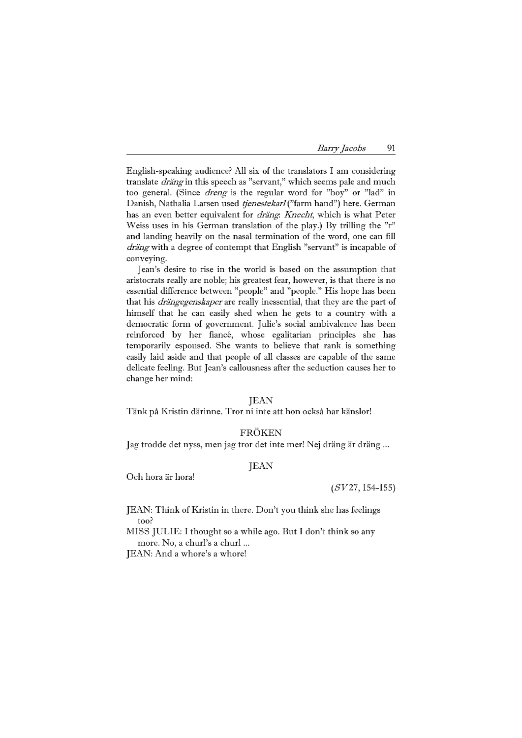English-speaking audience? All six of the translators I am considering translate *dräng* in this speech as ”servant,” which seems pale and much too general. (Since *dreng* is the regular word for ”boy” or ”lad” in Danish, Nathalia Larsen used *tjenestekarl* (”farm hand”) here. German has an even better equivalent for *dräng*: *Knecht*, which is what Peter Weiss uses in his German translation of the play.) By trilling the ”r” and landing heavily on the nasal termination of the word, one can fill *dräng* with a degree of contempt that English ”servant” is incapable of conveying.

Jean's desire to rise in the world is based on the assumption that aristocrats really are noble; his greatest fear, however, is that there is no essential difference between ”people” and ”people.” His hope has been that his *drängegenskaper* are really inessential, that they are the part of himself that he can easily shed when he gets to a country with a democratic form of government. Julie's social ambivalence has been reinforced by her fiancé, whose egalitarian principles she has temporarily espoused. She wants to believe that rank is something easily laid aside and that people of all classes are capable of the same delicate feeling. But Jean's callousness after the seduction causes her to change her mind:

JEAN

Tänk på Kristin därinne. Tror ni inte att hon också har känslor!

FRÖKEN

Jag trodde det nyss, men jag tror det inte mer! Nej dräng är dräng ...

JEAN

Och hora är hora!

(*SV* 27, 154-155)

JEAN: Think of Kristin in there. Don't you think she has feelings too?
MISS JULIE: I thought so a while ago. But I don't think so any more. No, a churl's a churl ...
JEAN: And a whore's a whore!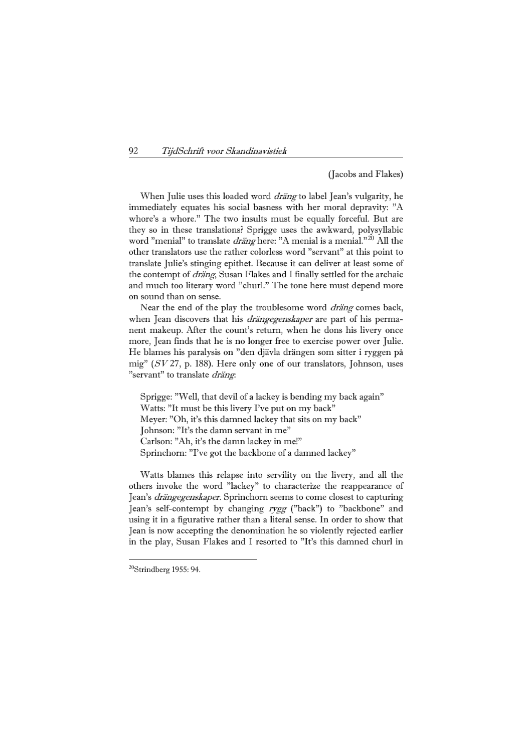(Jacobs and Flakes)

When Julie uses this loaded word *dräng* to label Jean's vulgarity, he immediately equates his social basness with her moral depravity: "A whore's a whore." The two insults must be equally forceful. But are they so in these translations? Sprigge uses the awkward, polysyllabic word "menial" to translate *dräng* here: "A menial is a menial."[20] All the other translators use the rather colorless word "servant" at this point to translate Julie's stinging epithet. Because it can deliver at least some of the contempt of *dräng*, Susan Flakes and I finally settled for the archaic and much too literary word "churl." The tone here must depend more on sound than on sense.

Near the end of the play the troublesome word *dräng* comes back, when Jean discovers that his *drängegenskaper* are part of his permanent makeup. After the count's return, when he dons his livery once more, Jean finds that he is no longer free to exercise power over Julie. He blames his paralysis on "den djävla drängen som sitter i ryggen på mig" (*SV* 27, p. 188). Here only one of our translators, Johnson, uses "servant" to translate *dräng*:

Sprigge: "Well, that devil of a lackey is bending my back again"
Watts: "It must be this livery I've put on my back"
Meyer: "Oh, it's this damned lackey that sits on my back"
Johnson: "It's the damn servant in me"
Carlson: "Ah, it's the damn lackey in me!"
Sprinchorn: "I've got the backbone of a damned lackey"

Watts blames this relapse into servility on the livery, and all the others invoke the word "lackey" to characterize the reappearance of Jean's *drängegenskaper*. Sprinchorn seems to come closest to capturing Jean's self-contempt by changing *rygg* ("back") to "backbone" and using it in a figurative rather than a literal sense. In order to show that Jean is now accepting the denomination he so violently rejected earlier in the play, Susan Flakes and I resorted to "It's this damned churl in

---

[20] Strindberg 1955: 94.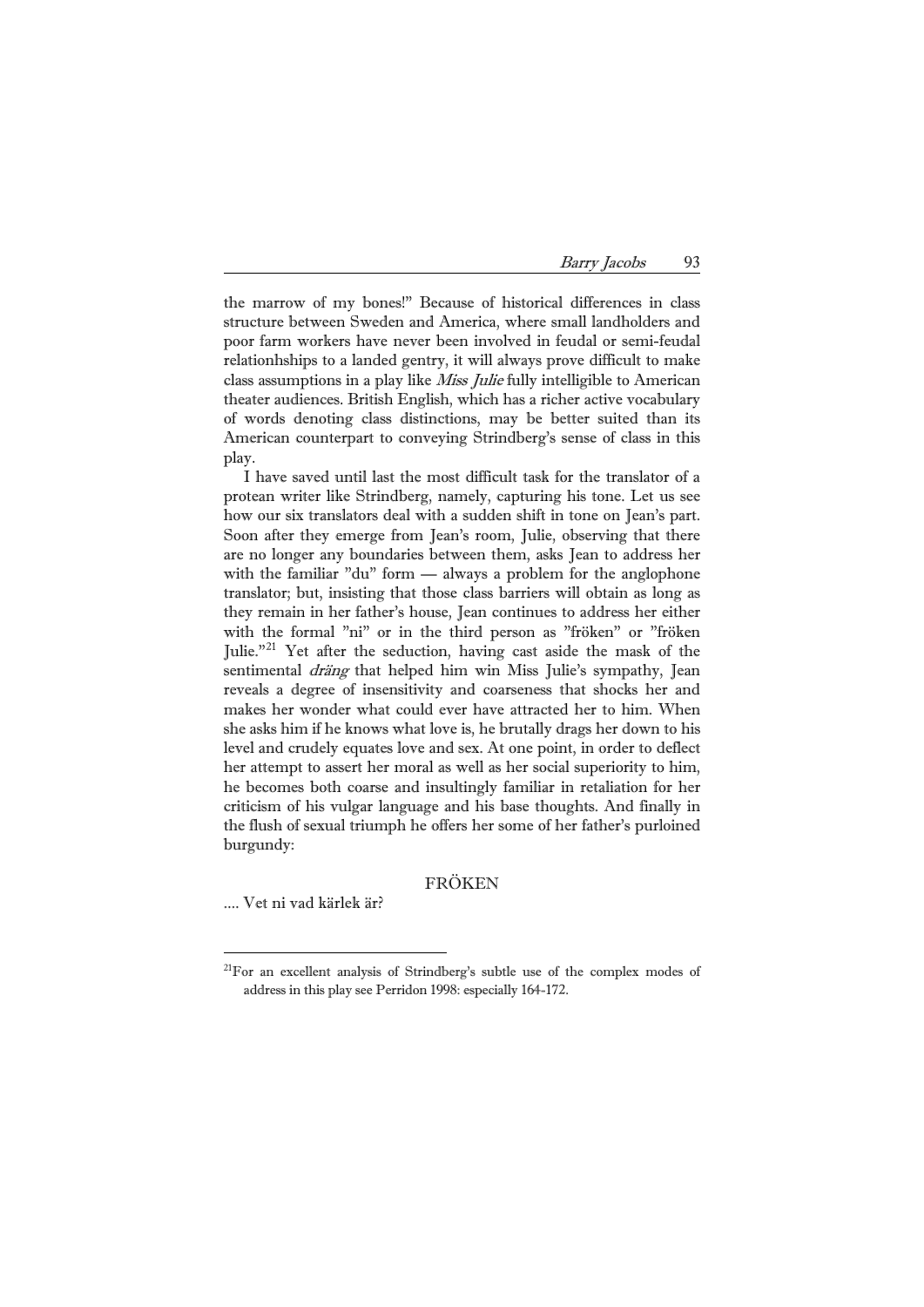the marrow of my bones!" Because of historical differences in class structure between Sweden and America, where small landholders and poor farm workers have never been involved in feudal or semi-feudal relationhships to a landed gentry, it will always prove difficult to make class assumptions in a play like *Miss Julie* fully intelligible to American theater audiences. British English, which has a richer active vocabulary of words denoting class distinctions, may be better suited than its American counterpart to conveying Strindberg's sense of class in this play.

I have saved until last the most difficult task for the translator of a protean writer like Strindberg, namely, capturing his tone. Let us see how our six translators deal with a sudden shift in tone on Jean's part. Soon after they emerge from Jean's room, Julie, observing that there are no longer any boundaries between them, asks Jean to address her with the familiar "du" form — always a problem for the anglophone translator; but, insisting that those class barriers will obtain as long as they remain in her father's house, Jean continues to address her either with the formal "ni" or in the third person as "fröken" or "fröken Julie."[21] Yet after the seduction, having cast aside the mask of the sentimental *dräng* that helped him win Miss Julie's sympathy, Jean reveals a degree of insensitivity and coarseness that shocks her and makes her wonder what could ever have attracted her to him. When she asks him if he knows what love is, he brutally drags her down to his level and crudely equates love and sex. At one point, in order to deflect her attempt to assert her moral as well as her social superiority to him, he becomes both coarse and insultingly familiar in retaliation for her criticism of his vulgar language and his base thoughts. And finally in the flush of sexual triumph he offers her some of her father's purloined burgundy:

FRÖKEN

.... Vet ni vad kärlek är?

---

[21]For an excellent analysis of Strindberg's subtle use of the complex modes of address in this play see Perridon 1998: especially 164-172.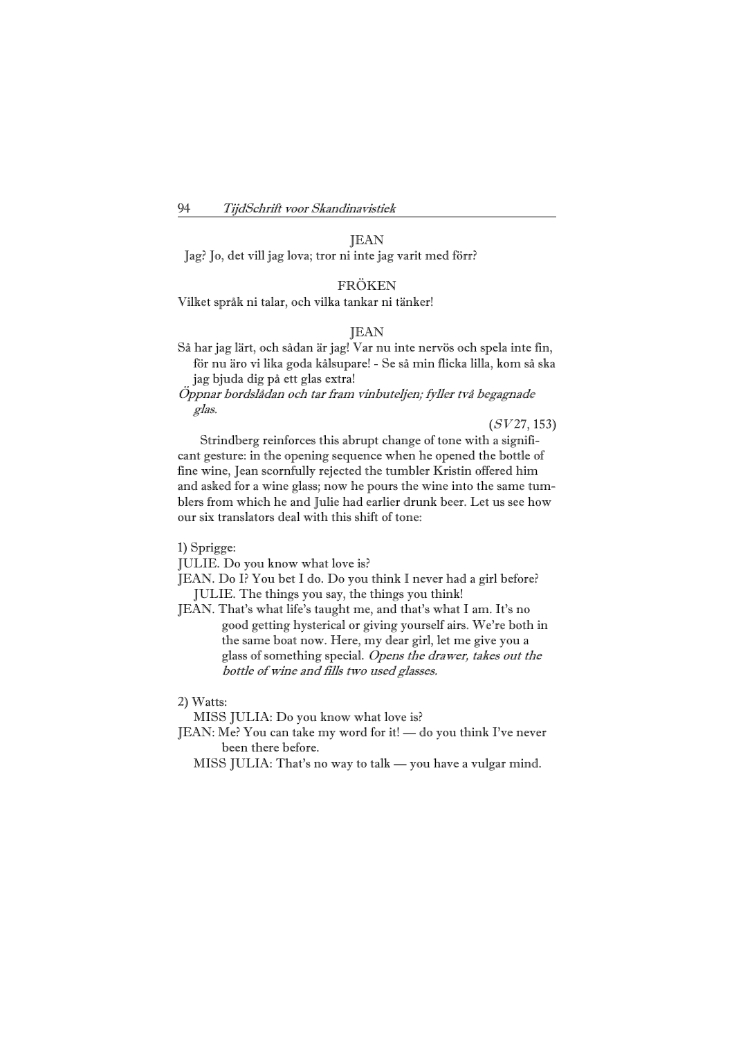JEAN

Jag? Jo, det vill jag lova; tror ni inte jag varit med förr?

FRÖKEN

Vilket språk ni talar, och vilka tankar ni tänker!

JEAN

Så har jag lärt, och sådan är jag! Var nu inte nervös och spela inte fin, för nu äro vi lika goda kålsupare! - Se så min flicka lilla, kom så ska jag bjuda dig på ett glas extra!

*Öppnar bordslådan och tar fram vinbuteljen; fyller två begagnade glas.*

(*SV* 27, 153)

Strindberg reinforces this abrupt change of tone with a significant gesture: in the opening sequence when he opened the bottle of fine wine, Jean scornfully rejected the tumbler Kristin offered him and asked for a wine glass; now he pours the wine into the same tumblers from which he and Julie had earlier drunk beer. Let us see how our six translators deal with this shift of tone:

1) Sprigge:

JULIE. Do you know what love is?

JEAN. Do I? You bet I do. Do you think I never had a girl before?

JULIE. The things you say, the things you think!

JEAN. That's what life's taught me, and that's what I am. It's no good getting hysterical or giving yourself airs. We're both in the same boat now. Here, my dear girl, let me give you a glass of something special. *Opens the drawer, takes out the bottle of wine and fills two used glasses.*

2) Watts:

MISS JULIA: Do you know what love is?

JEAN: Me? You can take my word for it! — do you think I've never been there before.

MISS JULIA: That's no way to talk — you have a vulgar mind.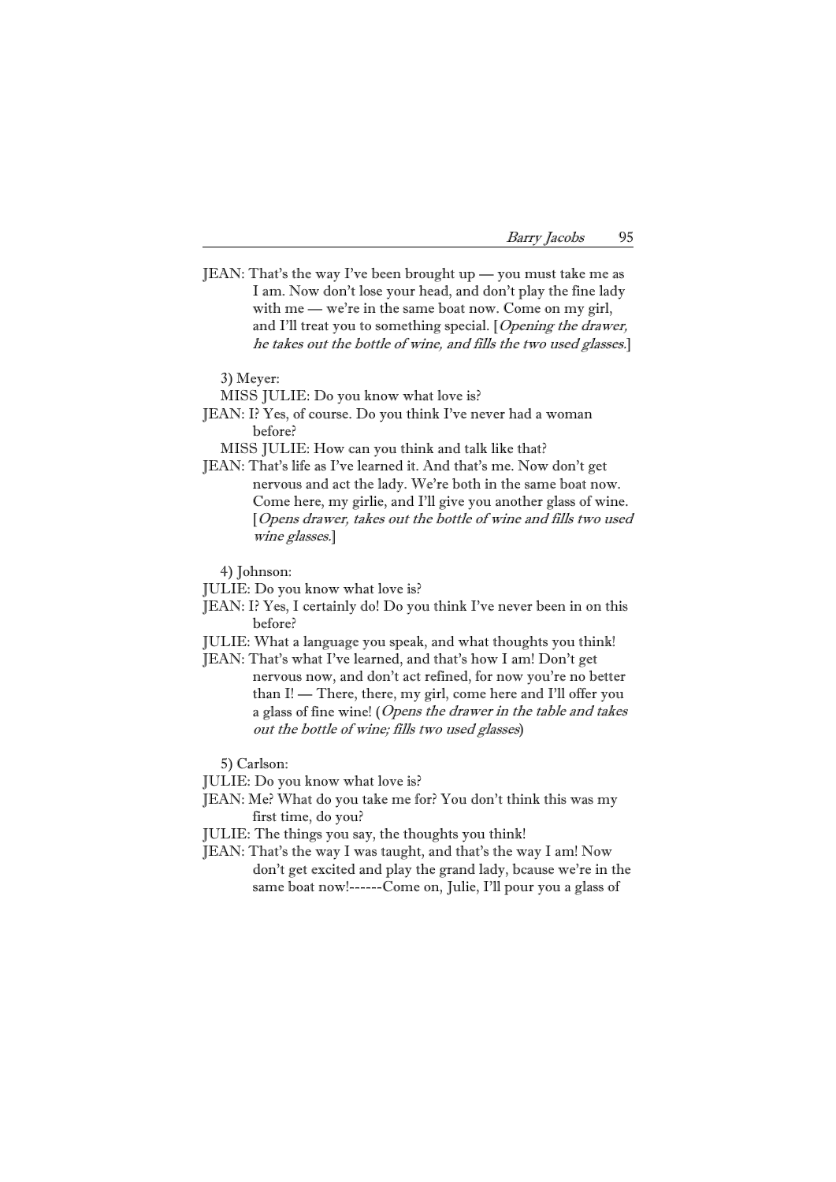JEAN: That's the way I've been brought up — you must take me as I am. Now don't lose your head, and don't play the fine lady with me — we're in the same boat now. Come on my girl, and I'll treat you to something special. [*Opening the drawer, he takes out the bottle of wine, and fills the two used glasses.*]

3) Meyer:

MISS JULIE: Do you know what love is?

JEAN: I? Yes, of course. Do you think I've never had a woman before?

MISS JULIE: How can you think and talk like that?

JEAN: That's life as I've learned it. And that's me. Now don't get nervous and act the lady. We're both in the same boat now. Come here, my girlie, and I'll give you another glass of wine. [*Opens drawer, takes out the bottle of wine and fills two used wine glasses.*]

4) Johnson:

JULIE: Do you know what love is?

JEAN: I? Yes, I certainly do! Do you think I've never been in on this before?

JULIE: What a language you speak, and what thoughts you think!

JEAN: That's what I've learned, and that's how I am! Don't get nervous now, and don't act refined, for now you're no better than I! — There, there, my girl, come here and I'll offer you a glass of fine wine! (*Opens the drawer in the table and takes out the bottle of wine; fills two used glasses*)

5) Carlson:

JULIE: Do you know what love is?

JEAN: Me? What do you take me for? You don't think this was my first time, do you?

JULIE: The things you say, the thoughts you think!

JEAN: That's the way I was taught, and that's the way I am! Now don't get excited and play the grand lady, bcause we're in the same boat now!------Come on, Julie, I'll pour you a glass of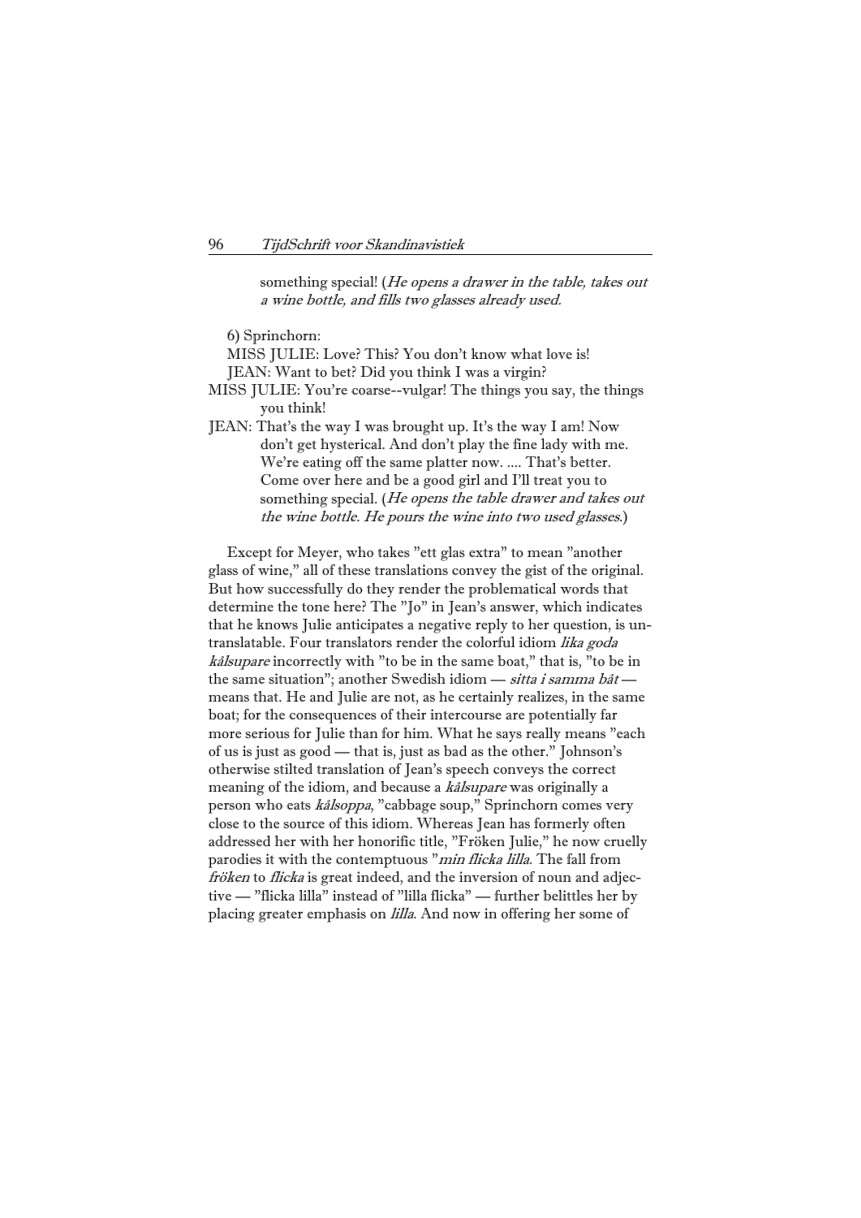something special! (*He opens a drawer in the table, takes out a wine bottle, and fills two glasses already used.*

6) Sprinchorn:

MISS JULIE: Love? This? You don't know what love is!

JEAN: Want to bet? Did you think I was a virgin?

MISS JULIE: You're coarse--vulgar! The things you say, the things you think!

JEAN: That's the way I was brought up. It's the way I am! Now don't get hysterical. And don't play the fine lady with me. We're eating off the same platter now. .... That's better. Come over here and be a good girl and I'll treat you to something special. (*He opens the table drawer and takes out the wine bottle. He pours the wine into two used glasses.*)

Except for Meyer, who takes "ett glas extra" to mean "another glass of wine," all of these translations convey the gist of the original. But how successfully do they render the problematical words that determine the tone here? The "Jo" in Jean's answer, which indicates that he knows Julie anticipates a negative reply to her question, is untranslatable. Four translators render the colorful idiom *lika goda kålsupare* incorrectly with "to be in the same boat," that is, "to be in the same situation"; another Swedish idiom — *sitta i samma båt* — means that. He and Julie are not, as he certainly realizes, in the same boat; for the consequences of their intercourse are potentially far more serious for Julie than for him. What he says really means "each of us is just as good — that is, just as bad as the other." Johnson's otherwise stilted translation of Jean's speech conveys the correct meaning of the idiom, and because a *kålsupare* was originally a person who eats *kålsoppa*, "cabbage soup," Sprinchorn comes very close to the source of this idiom. Whereas Jean has formerly often addressed her with her honorific title, "Fröken Julie," he now cruelly parodies it with the contemptuous "*min flicka lilla*. The fall from *fröken* to *flicka* is great indeed, and the inversion of noun and adjective — "flicka lilla" instead of "lilla flicka" — further belittles her by placing greater emphasis on *lilla*. And now in offering her some of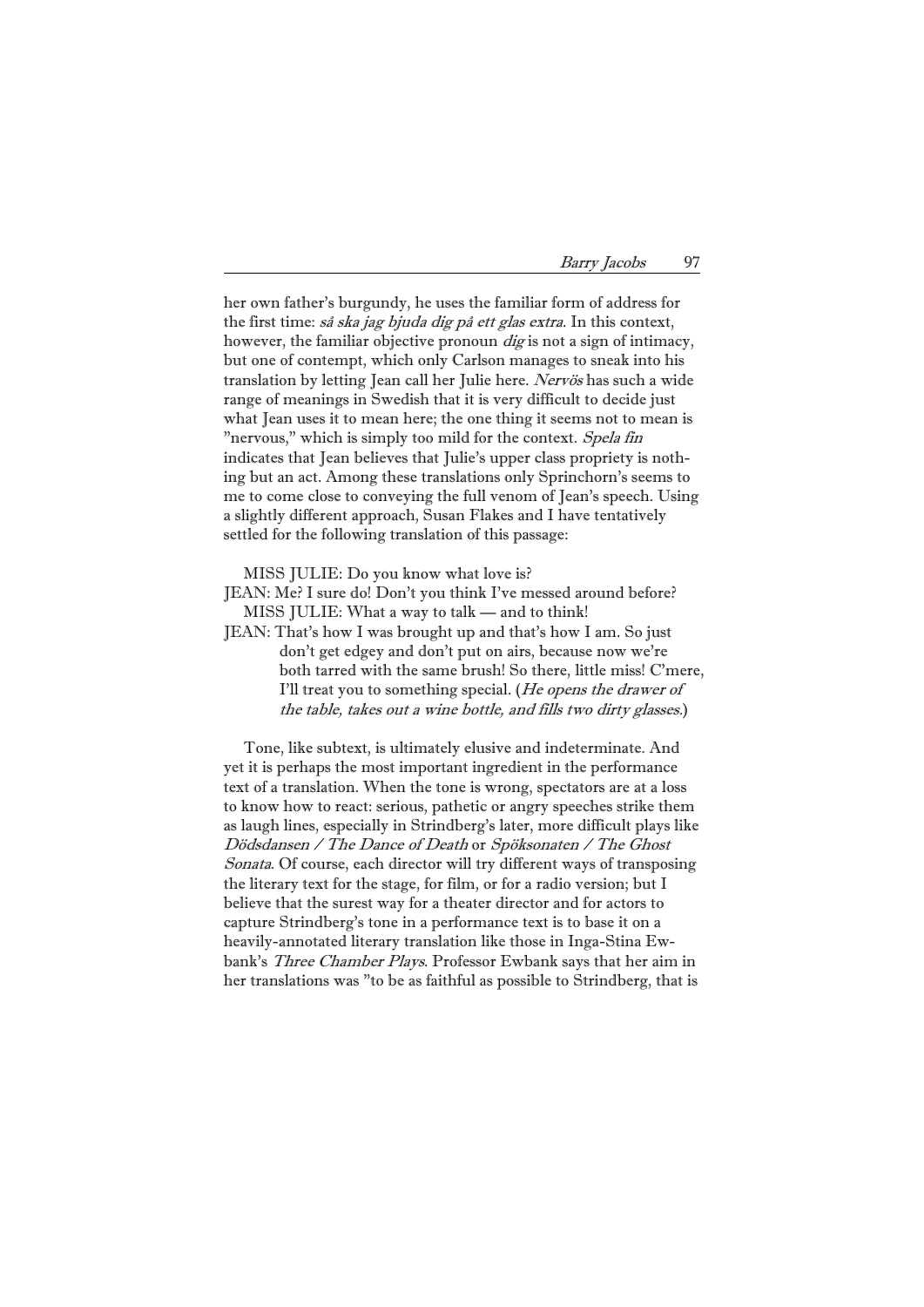her own father's burgundy, he uses the familiar form of address for the first time: *så ska jag bjuda dig på ett glas extra*. In this context, however, the familiar objective pronoun *dig* is not a sign of intimacy, but one of contempt, which only Carlson manages to sneak into his translation by letting Jean call her Julie here. *Nervös* has such a wide range of meanings in Swedish that it is very difficult to decide just what Jean uses it to mean here; the one thing it seems not to mean is "nervous," which is simply too mild for the context. *Spela fin* indicates that Jean believes that Julie's upper class propriety is nothing but an act. Among these translations only Sprinchorn's seems to me to come close to conveying the full venom of Jean's speech. Using a slightly different approach, Susan Flakes and I have tentatively settled for the following translation of this passage:

MISS JULIE: Do you know what love is?

JEAN: Me? I sure do! Don't you think I've messed around before?

MISS JULIE: What a way to talk — and to think!

JEAN: That's how I was brought up and that's how I am. So just don't get edgey and don't put on airs, because now we're both tarred with the same brush! So there, little miss! C'mere, I'll treat you to something special. (*He opens the drawer of the table, takes out a wine bottle, and fills two dirty glasses.*)

Tone, like subtext, is ultimately elusive and indeterminate. And yet it is perhaps the most important ingredient in the performance text of a translation. When the tone is wrong, spectators are at a loss to know how to react: serious, pathetic or angry speeches strike them as laugh lines, especially in Strindberg's later, more difficult plays like *Dödsdansen / The Dance of Death* or *Spöksonaten / The Ghost Sonata*. Of course, each director will try different ways of transposing the literary text for the stage, for film, or for a radio version; but I believe that the surest way for a theater director and for actors to capture Strindberg's tone in a performance text is to base it on a heavily-annotated literary translation like those in Inga-Stina Ewbank's *Three Chamber Plays*. Professor Ewbank says that her aim in her translations was "to be as faithful as possible to Strindberg, that is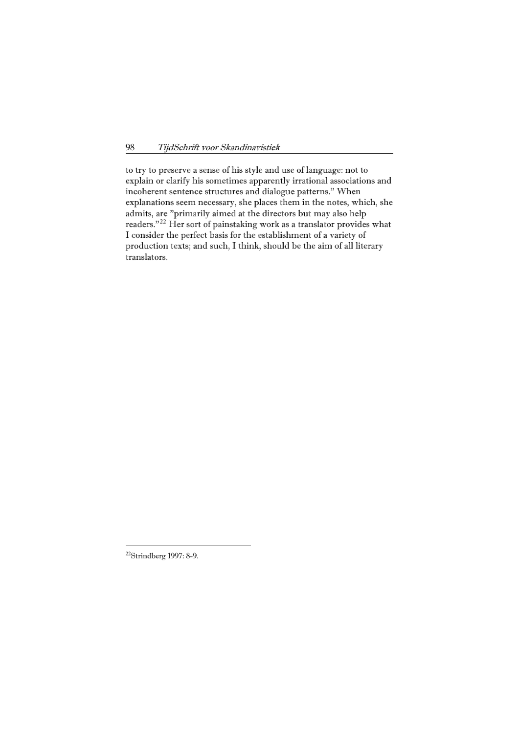to try to preserve a sense of his style and use of language: not to explain or clarify his sometimes apparently irrational associations and incoherent sentence structures and dialogue patterns." When explanations seem necessary, she places them in the notes, which, she admits, are "primarily aimed at the directors but may also help readers."[22] Her sort of painstaking work as a translator provides what I consider the perfect basis for the establishment of a variety of production texts; and such, I think, should be the aim of all literary translators.

---

[22]Strindberg 1997: 8-9.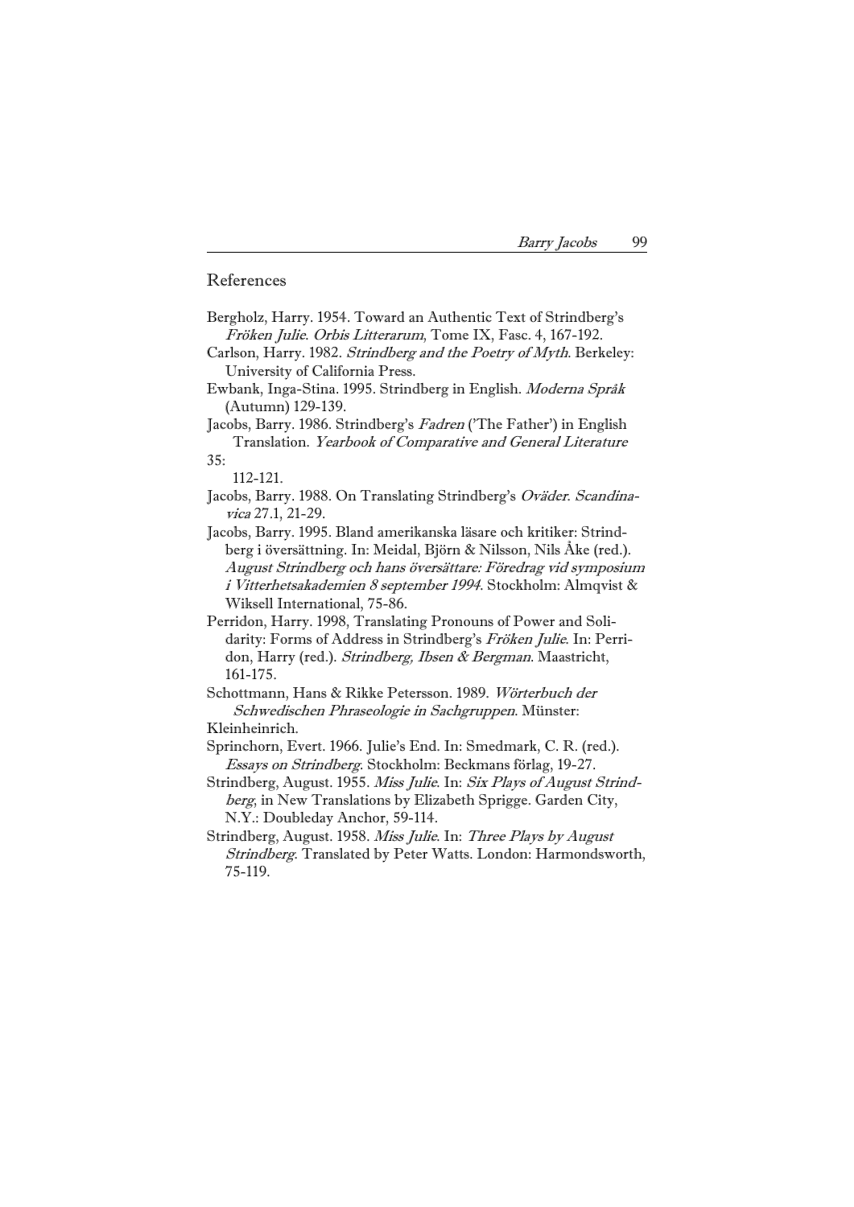## References

Bergholz, Harry. 1954. Toward an Authentic Text of Strindberg's *Fröken Julie*. *Orbis Litterarum*, Tome IX, Fasc. 4, 167-192.

Carlson, Harry. 1982. *Strindberg and the Poetry of Myth*. Berkeley: University of California Press.

Ewbank, Inga-Stina. 1995. Strindberg in English. *Moderna Språk* (Autumn) 129-139.

Jacobs, Barry. 1986. Strindberg's *Fadren* ('The Father') in English Translation. *Yearbook of Comparative and General Literature* 35: 112-121.

Jacobs, Barry. 1988. On Translating Strindberg's *Oväder*. *Scandinavica* 27.1, 21-29.

Jacobs, Barry. 1995. Bland amerikanska läsare och kritiker: Strindberg i översättning. In: Meidal, Björn & Nilsson, Nils Åke (red.). *August Strindberg och hans översättare: Föredrag vid symposium i Vitterhetsakademien 8 september 1994*. Stockholm: Almqvist & Wiksell International, 75-86.

Perridon, Harry. 1998, Translating Pronouns of Power and Solidarity: Forms of Address in Strindberg's *Fröken Julie*. In: Perridon, Harry (red.). *Strindberg, Ibsen & Bergman*. Maastricht, 161-175.

Schottmann, Hans & Rikke Petersson. 1989. *Wörterbuch der Schwedischen Phraseologie in Sachgruppen*. Münster: Kleinheinrich.

Sprinchorn, Evert. 1966. Julie's End. In: Smedmark, C. R. (red.). *Essays on Strindberg*. Stockholm: Beckmans förlag, 19-27.

Strindberg, August. 1955. *Miss Julie*. In: *Six Plays of August Strindberg*, in New Translations by Elizabeth Sprigge. Garden City, N.Y.: Doubleday Anchor, 59-114.

Strindberg, August. 1958. *Miss Julie*. In: *Three Plays by August Strindberg*. Translated by Peter Watts. London: Harmondsworth, 75-119.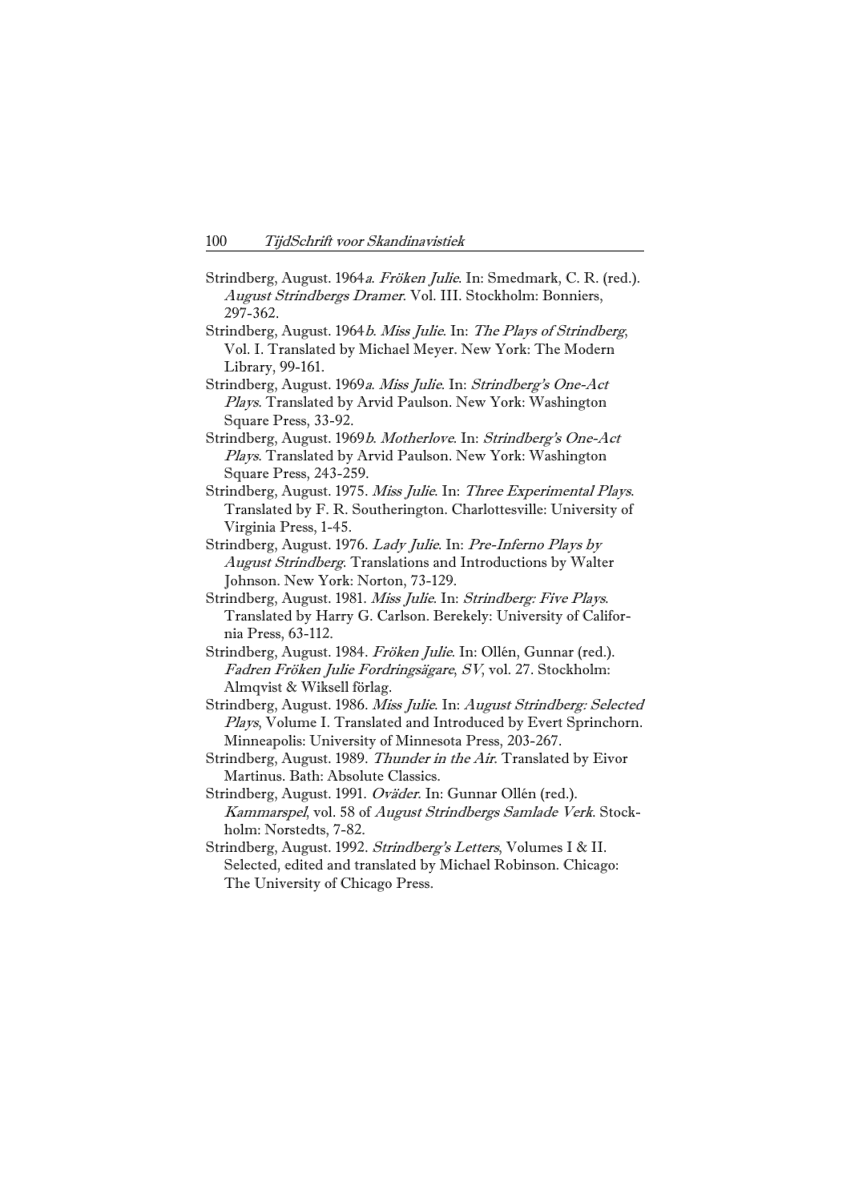Strindberg, August. 1964*a*. *Fröken Julie*. In: Smedmark, C. R. (red.). *August Strindbergs Dramer*. Vol. III. Stockholm: Bonniers, 297-362.

Strindberg, August. 1964*b*. *Miss Julie*. In: *The Plays of Strindberg*, Vol. I. Translated by Michael Meyer. New York: The Modern Library, 99-161.

Strindberg, August. 1969*a*. *Miss Julie*. In: *Strindberg's One-Act Plays*. Translated by Arvid Paulson. New York: Washington Square Press, 33-92.

Strindberg, August. 1969*b*. *Motherlove*. In: *Strindberg's One-Act Plays*. Translated by Arvid Paulson. New York: Washington Square Press, 243-259.

Strindberg, August. 1975. *Miss Julie*. In: *Three Experimental Plays*. Translated by F. R. Southerington. Charlottesville: University of Virginia Press, 1-45.

Strindberg, August. 1976. *Lady Julie*. In: *Pre-Inferno Plays by August Strindberg*. Translations and Introductions by Walter Johnson. New York: Norton, 73-129.

Strindberg, August. 1981. *Miss Julie*. In: *Strindberg: Five Plays*. Translated by Harry G. Carlson. Berekely: University of California Press, 63-112.

Strindberg, August. 1984. *Fröken Julie*. In: Ollén, Gunnar (red.). *Fadren Fröken Julie Fordringsägare*, *SV*, vol. 27. Stockholm: Almqvist & Wiksell förlag.

Strindberg, August. 1986. *Miss Julie*. In: *August Strindberg: Selected Plays*, Volume I. Translated and Introduced by Evert Sprinchorn. Minneapolis: University of Minnesota Press, 203-267.

Strindberg, August. 1989. *Thunder in the Air*. Translated by Eivor Martinus. Bath: Absolute Classics.

Strindberg, August. 1991. *Oväder*. In: Gunnar Ollén (red.). *Kammarspel*, vol. 58 of *August Strindbergs Samlade Verk*. Stockholm: Norstedts, 7-82.

Strindberg, August. 1992. *Strindberg's Letters*, Volumes I & II. Selected, edited and translated by Michael Robinson. Chicago: The University of Chicago Press.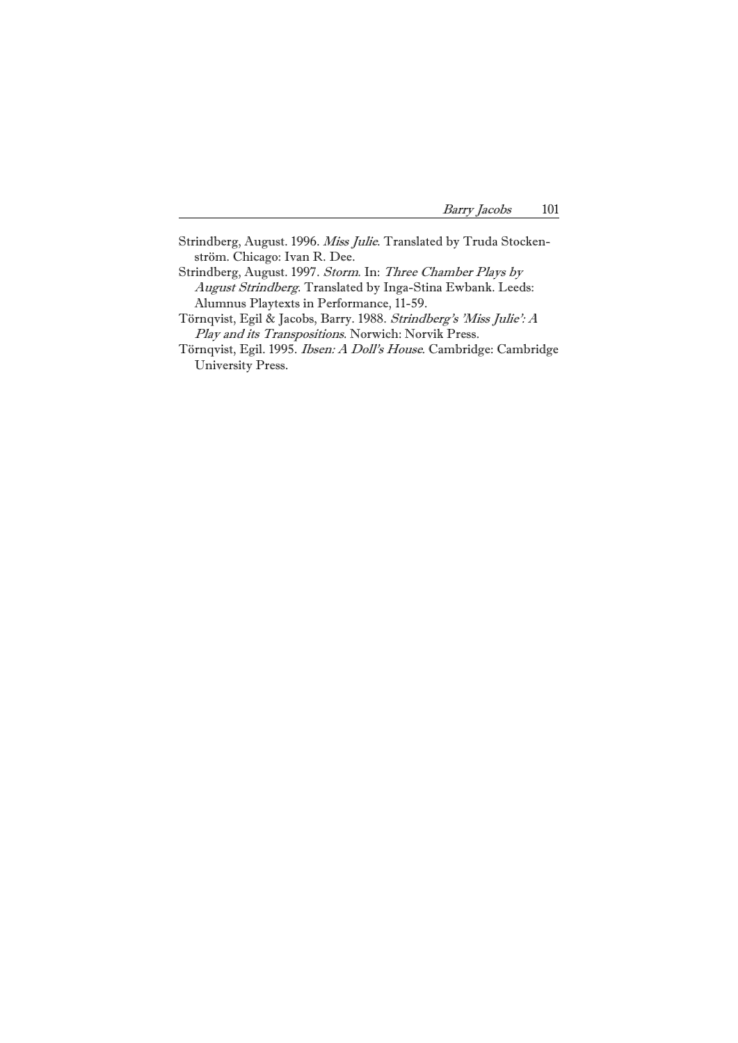Strindberg, August. 1996. *Miss Julie*. Translated by Truda Stockenström. Chicago: Ivan R. Dee.

Strindberg, August. 1997. *Storm*. In: *Three Chamber Plays by August Strindberg*. Translated by Inga-Stina Ewbank. Leeds: Alumnus Playtexts in Performance, 11-59.

Törnqvist, Egil & Jacobs, Barry. 1988. *Strindberg's 'Miss Julie': A Play and its Transpositions*. Norwich: Norvik Press.

Törnqvist, Egil. 1995. *Ibsen: A Doll's House*. Cambridge: Cambridge University Press.